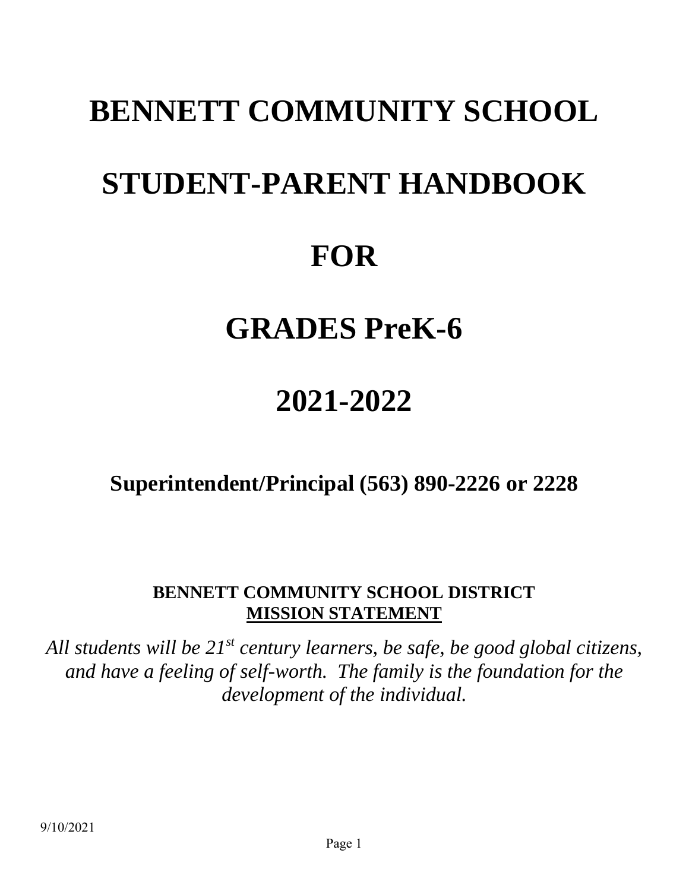# BENNETT COMMUNITY SCHOOL

# STUDENT-PARENT HANDBOOK

# FOR

# GRADES PreK-6

# 2021-2022

## Superintendent/Principal (563) 890-2226 or 2228

**BENNETT COMMUNITY SCHOOL DISTRICT**
**MISSION STATEMENT**

*All students will be 21st century learners, be safe, be good global citizens, and have a feeling of self-worth. The family is the foundation for the development of the individual.*

9/10/2021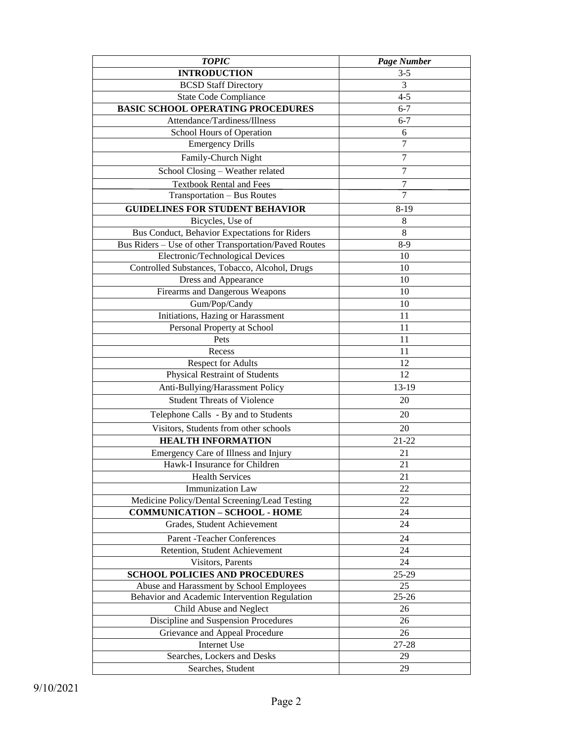| *TOPIC* | *Page Number* |
|---|---|
| **INTRODUCTION** | 3-5 |
| BCSD Staff Directory | 3 |
| State Code Compliance | 4-5 |
| **BASIC SCHOOL OPERATING PROCEDURES** | 6-7 |
| Attendance/Tardiness/Illness | 6-7 |
| School Hours of Operation | 6 |
| Emergency Drills | 7 |
| Family-Church Night | 7 |
| School Closing – Weather related | 7 |
| Textbook Rental and Fees | 7 |
| Transportation – Bus Routes | 7 |
| **GUIDELINES FOR STUDENT BEHAVIOR** | 8-19 |
| Bicycles, Use of | 8 |
| Bus Conduct, Behavior Expectations for Riders | 8 |
| Bus Riders – Use of other Transportation/Paved Routes | 8-9 |
| Electronic/Technological Devices | 10 |
| Controlled Substances, Tobacco, Alcohol, Drugs | 10 |
| Dress and Appearance | 10 |
| Firearms and Dangerous Weapons | 10 |
| Gum/Pop/Candy | 10 |
| Initiations, Hazing or Harassment | 11 |
| Personal Property at School | 11 |
| Pets | 11 |
| Recess | 11 |
| Respect for Adults | 12 |
| Physical Restraint of Students | 12 |
| Anti-Bullying/Harassment Policy | 13-19 |
| Student Threats of Violence | 20 |
| Telephone Calls - By and to Students | 20 |
| Visitors, Students from other schools | 20 |
| **HEALTH INFORMATION** | 21-22 |
| Emergency Care of Illness and Injury | 21 |
| Hawk-I Insurance for Children | 21 |
| Health Services | 21 |
| Immunization Law | 22 |
| Medicine Policy/Dental Screening/Lead Testing | 22 |
| **COMMUNICATION – SCHOOL - HOME** | 24 |
| Grades, Student Achievement | 24 |
| Parent -Teacher Conferences | 24 |
| Retention, Student Achievement | 24 |
| Visitors, Parents | 24 |
| **SCHOOL POLICIES AND PROCEDURES** | 25-29 |
| Abuse and Harassment by School Employees | 25 |
| Behavior and Academic Intervention Regulation | 25-26 |
| Child Abuse and Neglect | 26 |
| Discipline and Suspension Procedures | 26 |
| Grievance and Appeal Procedure | 26 |
| Internet Use | 27-28 |
| Searches, Lockers and Desks | 29 |
| Searches, Student | 29 |

9/10/2021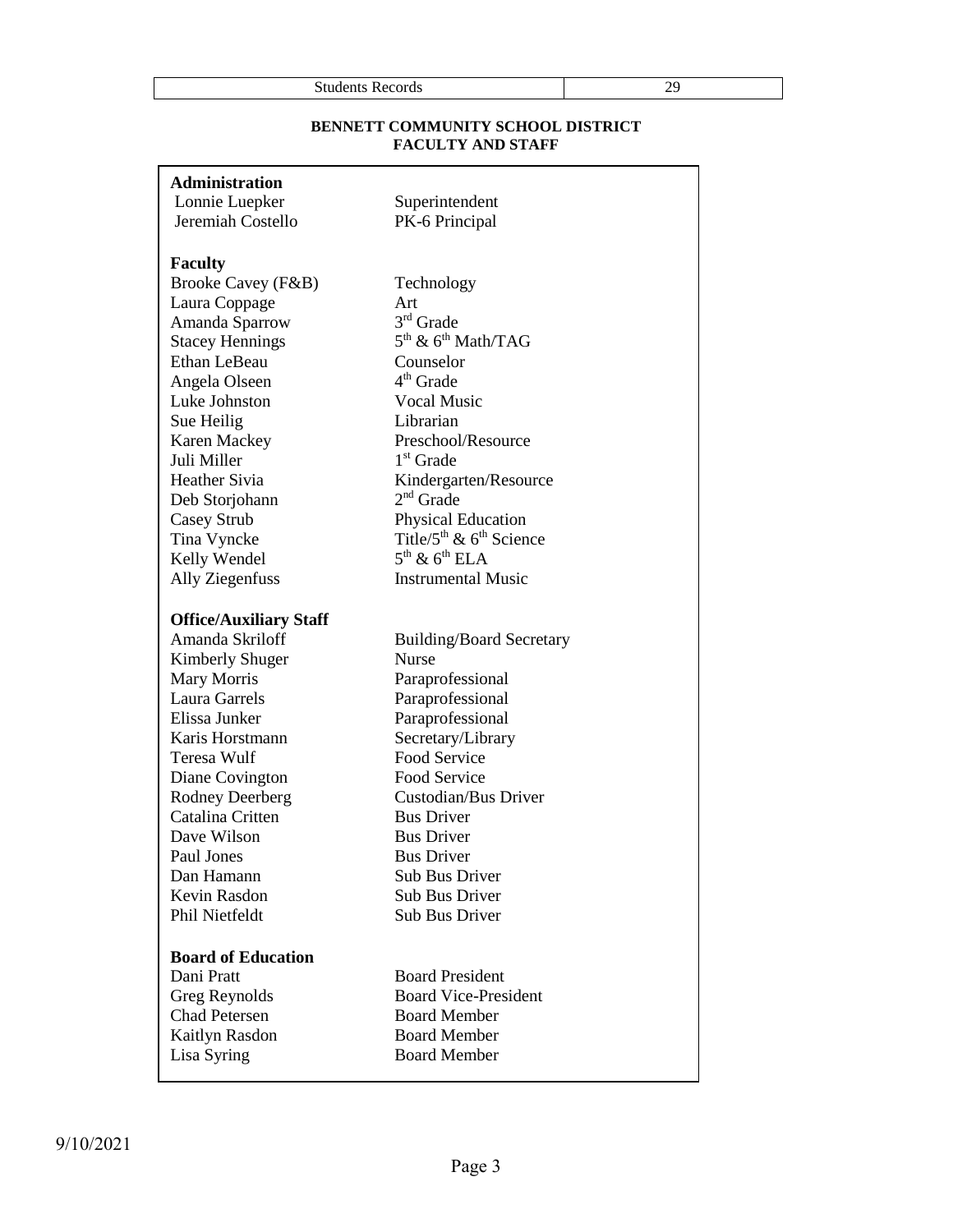## BENNETT COMMUNITY SCHOOL DISTRICT
## FACULTY AND STAFF

### Administration

| | |
|---|---|
| Lonnie Luepker | Superintendent |
| Jeremiah Costello | PK-6 Principal |

### Faculty

| | |
|---|---|
| Brooke Cavey (F&B) | Technology |
| Laura Coppage | Art |
| Amanda Sparrow | 3rd Grade |
| Stacey Hennings | 5th & 6th Math/TAG |
| Ethan LeBeau | Counselor |
| Angela Olseen | 4th Grade |
| Luke Johnston | Vocal Music |
| Sue Heilig | Librarian |
| Karen Mackey | Preschool/Resource |
| Juli Miller | 1st Grade |
| Heather Sivia | Kindergarten/Resource |
| Deb Storjohann | 2nd Grade |
| Casey Strub | Physical Education |
| Tina Vyncke | Title/5th & 6th Science |
| Kelly Wendel | 5th & 6th ELA |
| Ally Ziegenfuss | Instrumental Music |

### Office/Auxiliary Staff

| | |
|---|---|
| Amanda Skriloff | Building/Board Secretary |
| Kimberly Shuger | Nurse |
| Mary Morris | Paraprofessional |
| Laura Garrels | Paraprofessional |
| Elissa Junker | Paraprofessional |
| Karis Horstmann | Secretary/Library |
| Teresa Wulf | Food Service |
| Diane Covington | Food Service |
| Rodney Deerberg | Custodian/Bus Driver |
| Catalina Critten | Bus Driver |
| Dave Wilson | Bus Driver |
| Paul Jones | Bus Driver |
| Dan Hamann | Sub Bus Driver |
| Kevin Rasdon | Sub Bus Driver |
| Phil Nietfeldt | Sub Bus Driver |

### Board of Education

| | |
|---|---|
| Dani Pratt | Board President |
| Greg Reynolds | Board Vice-President |
| Chad Petersen | Board Member |
| Kaitlyn Rasdon | Board Member |
| Lisa Syring | Board Member |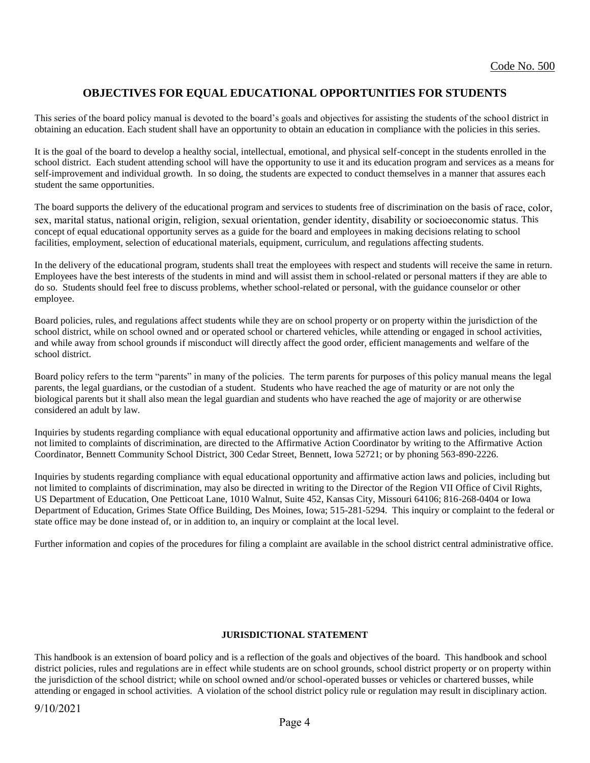Code No. 500

## OBJECTIVES FOR EQUAL EDUCATIONAL OPPORTUNITIES FOR STUDENTS

This series of the board policy manual is devoted to the board's goals and objectives for assisting the students of the school district in obtaining an education. Each student shall have an opportunity to obtain an education in compliance with the policies in this series.

It is the goal of the board to develop a healthy social, intellectual, emotional, and physical self-concept in the students enrolled in the school district. Each student attending school will have the opportunity to use it and its education program and services as a means for self-improvement and individual growth. In so doing, the students are expected to conduct themselves in a manner that assures each student the same opportunities.

The board supports the delivery of the educational program and services to students free of discrimination on the basis of race, color, sex, marital status, national origin, religion, sexual orientation, gender identity, disability or socioeconomic status. This concept of equal educational opportunity serves as a guide for the board and employees in making decisions relating to school facilities, employment, selection of educational materials, equipment, curriculum, and regulations affecting students.

In the delivery of the educational program, students shall treat the employees with respect and students will receive the same in return. Employees have the best interests of the students in mind and will assist them in school-related or personal matters if they are able to do so. Students should feel free to discuss problems, whether school-related or personal, with the guidance counselor or other employee.

Board policies, rules, and regulations affect students while they are on school property or on property within the jurisdiction of the school district, while on school owned and or operated school or chartered vehicles, while attending or engaged in school activities, and while away from school grounds if misconduct will directly affect the good order, efficient managements and welfare of the school district.

Board policy refers to the term "parents" in many of the policies. The term parents for purposes of this policy manual means the legal parents, the legal guardians, or the custodian of a student. Students who have reached the age of maturity or are not only the biological parents but it shall also mean the legal guardian and students who have reached the age of majority or are otherwise considered an adult by law.

Inquiries by students regarding compliance with equal educational opportunity and affirmative action laws and policies, including but not limited to complaints of discrimination, are directed to the Affirmative Action Coordinator by writing to the Affirmative Action Coordinator, Bennett Community School District, 300 Cedar Street, Bennett, Iowa 52721; or by phoning 563-890-2226.

Inquiries by students regarding compliance with equal educational opportunity and affirmative action laws and policies, including but not limited to complaints of discrimination, may also be directed in writing to the Director of the Region VII Office of Civil Rights, US Department of Education, One Petticoat Lane, 1010 Walnut, Suite 452, Kansas City, Missouri 64106; 816-268-0404 or Iowa Department of Education, Grimes State Office Building, Des Moines, Iowa; 515-281-5294. This inquiry or complaint to the federal or state office may be done instead of, or in addition to, an inquiry or complaint at the local level.

Further information and copies of the procedures for filing a complaint are available in the school district central administrative office.

### JURISDICTIONAL STATEMENT

This handbook is an extension of board policy and is a reflection of the goals and objectives of the board. This handbook and school district policies, rules and regulations are in effect while students are on school grounds, school district property or on property within the jurisdiction of the school district; while on school owned and/or school-operated busses or vehicles or chartered busses, while attending or engaged in school activities. A violation of the school district policy rule or regulation may result in disciplinary action.

9/10/2021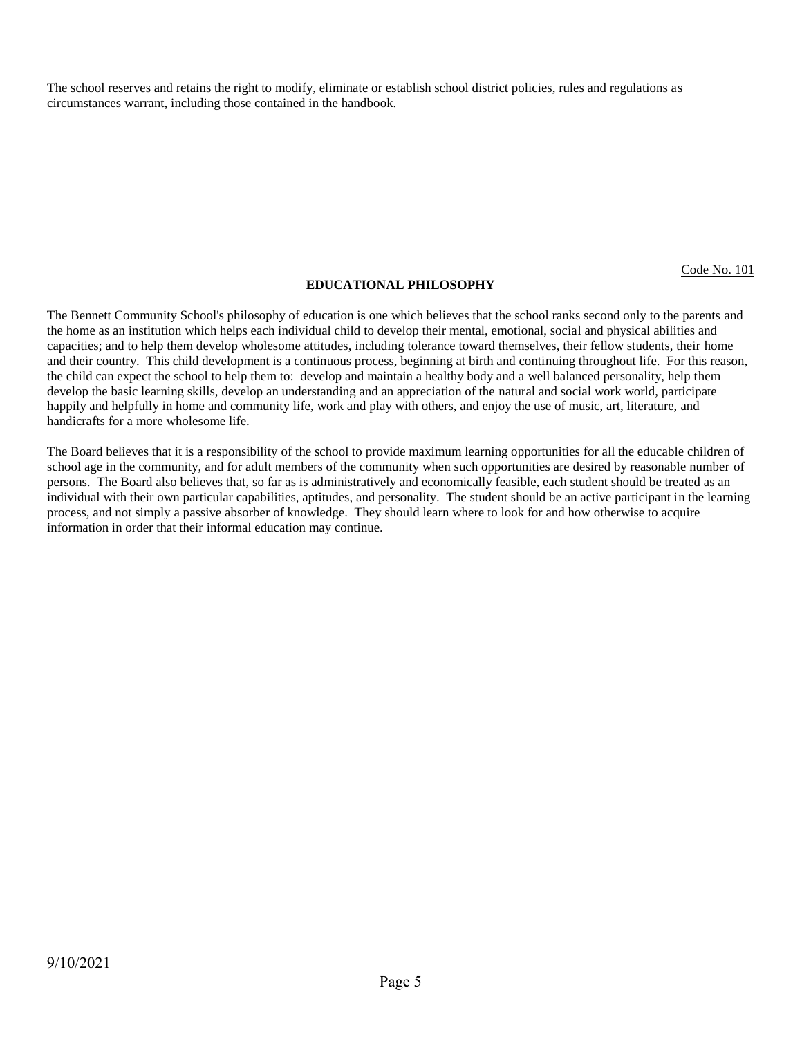The school reserves and retains the right to modify, eliminate or establish school district policies, rules and regulations as circumstances warrant, including those contained in the handbook.

Code No. 101

## EDUCATIONAL PHILOSOPHY

The Bennett Community School's philosophy of education is one which believes that the school ranks second only to the parents and the home as an institution which helps each individual child to develop their mental, emotional, social and physical abilities and capacities; and to help them develop wholesome attitudes, including tolerance toward themselves, their fellow students, their home and their country. This child development is a continuous process, beginning at birth and continuing throughout life. For this reason, the child can expect the school to help them to: develop and maintain a healthy body and a well balanced personality, help them develop the basic learning skills, develop an understanding and an appreciation of the natural and social work world, participate happily and helpfully in home and community life, work and play with others, and enjoy the use of music, art, literature, and handicrafts for a more wholesome life.

The Board believes that it is a responsibility of the school to provide maximum learning opportunities for all the educable children of school age in the community, and for adult members of the community when such opportunities are desired by reasonable number of persons. The Board also believes that, so far as is administratively and economically feasible, each student should be treated as an individual with their own particular capabilities, aptitudes, and personality. The student should be an active participant in the learning process, and not simply a passive absorber of knowledge. They should learn where to look for and how otherwise to acquire information in order that their informal education may continue.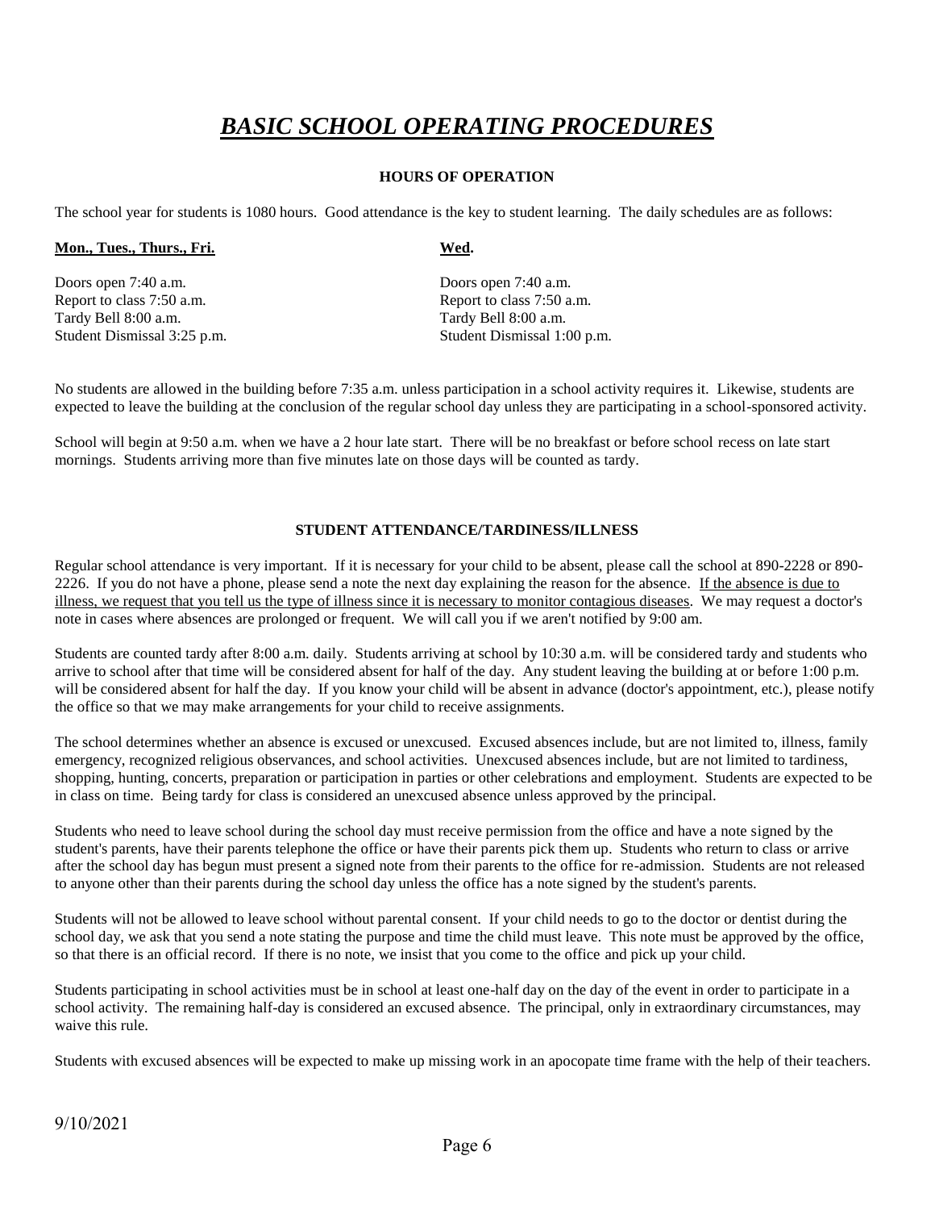# ***BASIC SCHOOL OPERATING PROCEDURES***

### HOURS OF OPERATION

The school year for students is 1080 hours. Good attendance is the key to student learning. The daily schedules are as follows:

| **Mon., Tues., Thurs., Fri.** | **Wed.** |
|---|---|
| Doors open 7:40 a.m. | Doors open 7:40 a.m. |
| Report to class 7:50 a.m. | Report to class 7:50 a.m. |
| Tardy Bell 8:00 a.m. | Tardy Bell 8:00 a.m. |
| Student Dismissal 3:25 p.m. | Student Dismissal 1:00 p.m. |

No students are allowed in the building before 7:35 a.m. unless participation in a school activity requires it. Likewise, students are expected to leave the building at the conclusion of the regular school day unless they are participating in a school-sponsored activity.

School will begin at 9:50 a.m. when we have a 2 hour late start. There will be no breakfast or before school recess on late start mornings. Students arriving more than five minutes late on those days will be counted as tardy.

### STUDENT ATTENDANCE/TARDINESS/ILLNESS

Regular school attendance is very important. If it is necessary for your child to be absent, please call the school at 890-2228 or 890-2226. If you do not have a phone, please send a note the next day explaining the reason for the absence. <u>If the absence is due to illness, we request that you tell us the type of illness since it is necessary to monitor contagious diseases</u>. We may request a doctor's note in cases where absences are prolonged or frequent. We will call you if we aren't notified by 9:00 am.

Students are counted tardy after 8:00 a.m. daily. Students arriving at school by 10:30 a.m. will be considered tardy and students who arrive to school after that time will be considered absent for half of the day. Any student leaving the building at or before 1:00 p.m. will be considered absent for half the day. If you know your child will be absent in advance (doctor's appointment, etc.), please notify the office so that we may make arrangements for your child to receive assignments.

The school determines whether an absence is excused or unexcused. Excused absences include, but are not limited to, illness, family emergency, recognized religious observances, and school activities. Unexcused absences include, but are not limited to tardiness, shopping, hunting, concerts, preparation or participation in parties or other celebrations and employment. Students are expected to be in class on time. Being tardy for class is considered an unexcused absence unless approved by the principal.

Students who need to leave school during the school day must receive permission from the office and have a note signed by the student's parents, have their parents telephone the office or have their parents pick them up. Students who return to class or arrive after the school day has begun must present a signed note from their parents to the office for re-admission. Students are not released to anyone other than their parents during the school day unless the office has a note signed by the student's parents.

Students will not be allowed to leave school without parental consent. If your child needs to go to the doctor or dentist during the school day, we ask that you send a note stating the purpose and time the child must leave. This note must be approved by the office, so that there is an official record. If there is no note, we insist that you come to the office and pick up your child.

Students participating in school activities must be in school at least one-half day on the day of the event in order to participate in a school activity. The remaining half-day is considered an excused absence. The principal, only in extraordinary circumstances, may waive this rule.

Students with excused absences will be expected to make up missing work in an apocopate time frame with the help of their teachers.

9/10/2021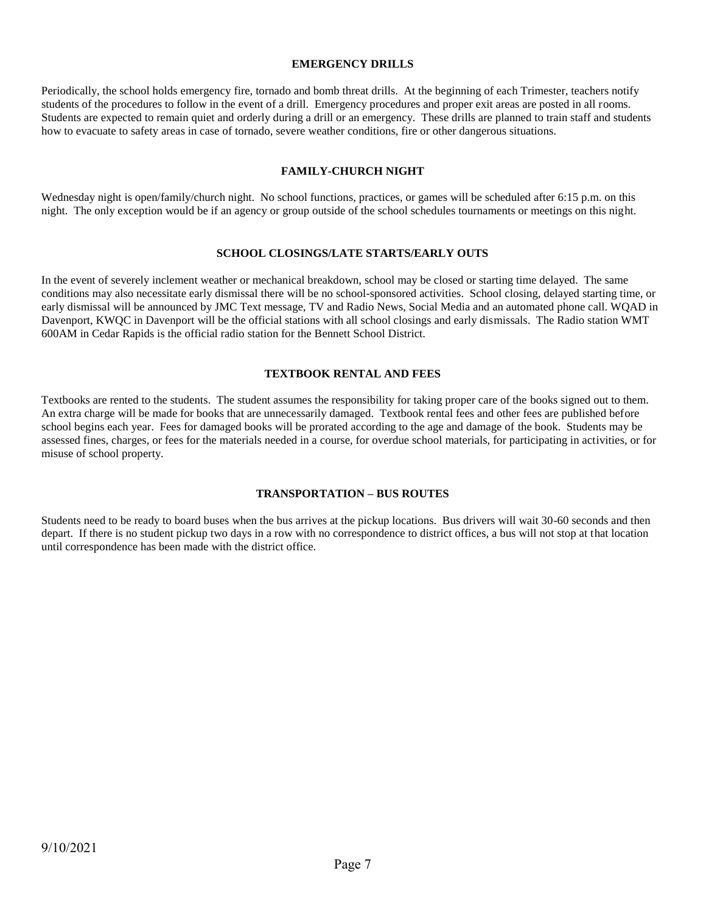## EMERGENCY DRILLS

Periodically, the school holds emergency fire, tornado and bomb threat drills. At the beginning of each Trimester, teachers notify students of the procedures to follow in the event of a drill. Emergency procedures and proper exit areas are posted in all rooms. Students are expected to remain quiet and orderly during a drill or an emergency. These drills are planned to train staff and students how to evacuate to safety areas in case of tornado, severe weather conditions, fire or other dangerous situations.

## FAMILY-CHURCH NIGHT

Wednesday night is open/family/church night. No school functions, practices, or games will be scheduled after 6:15 p.m. on this night. The only exception would be if an agency or group outside of the school schedules tournaments or meetings on this night.

## SCHOOL CLOSINGS/LATE STARTS/EARLY OUTS

In the event of severely inclement weather or mechanical breakdown, school may be closed or starting time delayed. The same conditions may also necessitate early dismissal there will be no school-sponsored activities. School closing, delayed starting time, or early dismissal will be announced by JMC Text message, TV and Radio News, Social Media and an automated phone call. WQAD in Davenport, KWQC in Davenport will be the official stations with all school closings and early dismissals. The Radio station WMT 600AM in Cedar Rapids is the official radio station for the Bennett School District.

## TEXTBOOK RENTAL AND FEES

Textbooks are rented to the students. The student assumes the responsibility for taking proper care of the books signed out to them. An extra charge will be made for books that are unnecessarily damaged. Textbook rental fees and other fees are published before school begins each year. Fees for damaged books will be prorated according to the age and damage of the book. Students may be assessed fines, charges, or fees for the materials needed in a course, for overdue school materials, for participating in activities, or for misuse of school property.

## TRANSPORTATION – BUS ROUTES

Students need to be ready to board buses when the bus arrives at the pickup locations. Bus drivers will wait 30-60 seconds and then depart. If there is no student pickup two days in a row with no correspondence to district offices, a bus will not stop at that location until correspondence has been made with the district office.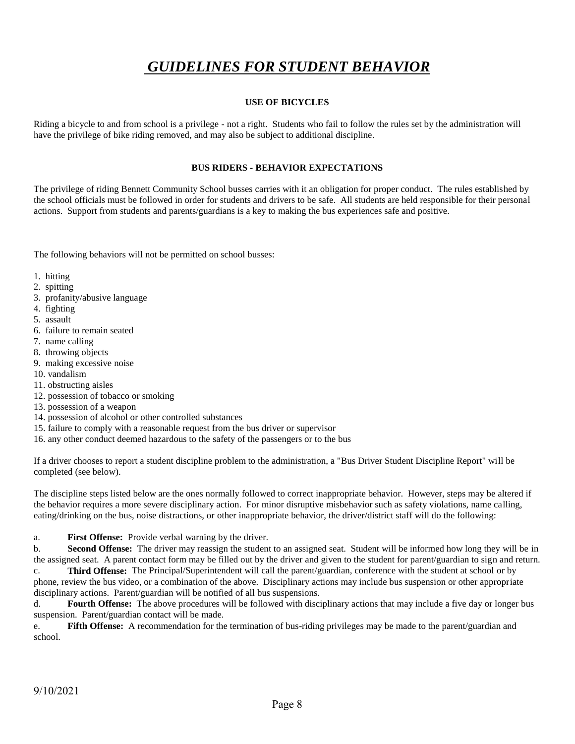# *GUIDELINES FOR STUDENT BEHAVIOR*

### USE OF BICYCLES

Riding a bicycle to and from school is a privilege - not a right. Students who fail to follow the rules set by the administration will have the privilege of bike riding removed, and may also be subject to additional discipline.

### BUS RIDERS - BEHAVIOR EXPECTATIONS

The privilege of riding Bennett Community School busses carries with it an obligation for proper conduct. The rules established by the school officials must be followed in order for students and drivers to be safe. All students are held responsible for their personal actions. Support from students and parents/guardians is a key to making the bus experiences safe and positive.

The following behaviors will not be permitted on school busses:

1. hitting
2. spitting
3. profanity/abusive language
4. fighting
5. assault
6. failure to remain seated
7. name calling
8. throwing objects
9. making excessive noise
10. vandalism
11. obstructing aisles
12. possession of tobacco or smoking
13. possession of a weapon
14. possession of alcohol or other controlled substances
15. failure to comply with a reasonable request from the bus driver or supervisor
16. any other conduct deemed hazardous to the safety of the passengers or to the bus

If a driver chooses to report a student discipline problem to the administration, a "Bus Driver Student Discipline Report" will be completed (see below).

The discipline steps listed below are the ones normally followed to correct inappropriate behavior. However, steps may be altered if the behavior requires a more severe disciplinary action. For minor disruptive misbehavior such as safety violations, name calling, eating/drinking on the bus, noise distractions, or other inappropriate behavior, the driver/district staff will do the following:

a. **First Offense:** Provide verbal warning by the driver.

b. **Second Offense:** The driver may reassign the student to an assigned seat. Student will be informed how long they will be in the assigned seat. A parent contact form may be filled out by the driver and given to the student for parent/guardian to sign and return.

c. **Third Offense:** The Principal/Superintendent will call the parent/guardian, conference with the student at school or by phone, review the bus video, or a combination of the above. Disciplinary actions may include bus suspension or other appropriate disciplinary actions. Parent/guardian will be notified of all bus suspensions.

d. **Fourth Offense:** The above procedures will be followed with disciplinary actions that may include a five day or longer bus suspension. Parent/guardian contact will be made.

e. **Fifth Offense:** A recommendation for the termination of bus-riding privileges may be made to the parent/guardian and school.

9/10/2021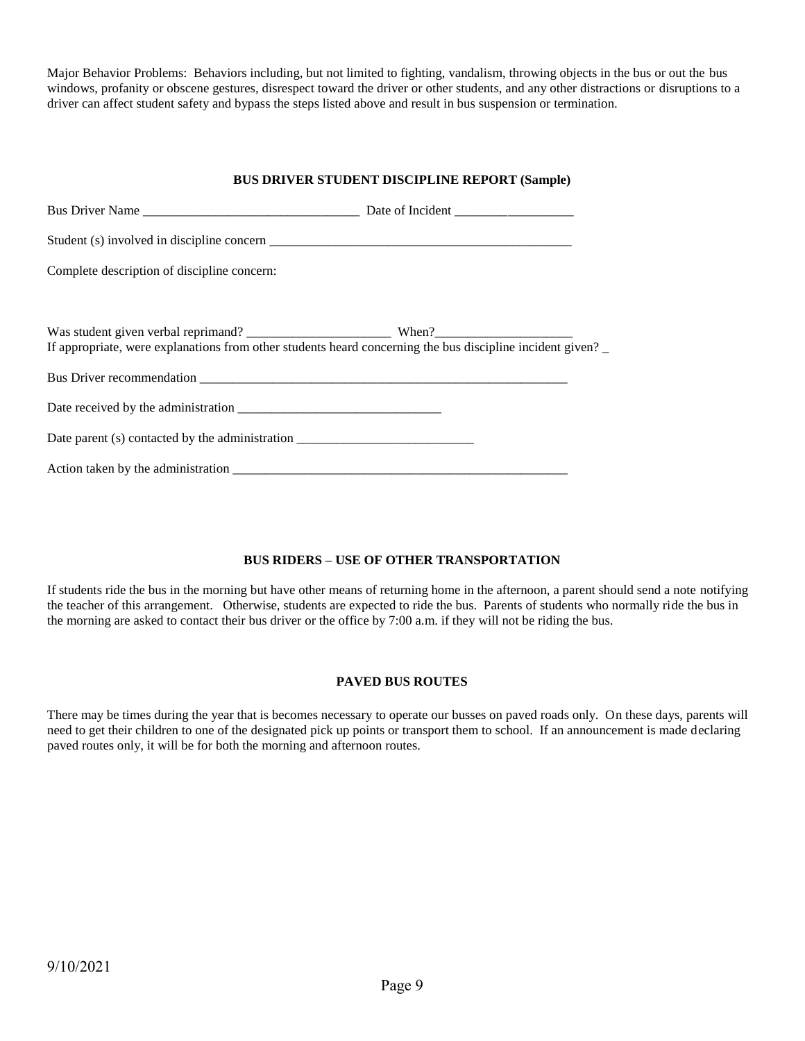Major Behavior Problems: Behaviors including, but not limited to fighting, vandalism, throwing objects in the bus or out the bus windows, profanity or obscene gestures, disrespect toward the driver or other students, and any other distractions or disruptions to a driver can affect student safety and bypass the steps listed above and result in bus suspension or termination.

## BUS DRIVER STUDENT DISCIPLINE REPORT (Sample)

Bus Driver Name _________________________________ Date of Incident __________________

Student (s) involved in discipline concern ________________________________________________

Complete description of discipline concern:

Was student given verbal reprimand? ______________________ When?_____________________

If appropriate, were explanations from other students heard concerning the bus discipline incident given? _

Bus Driver recommendation ___________________________________________________________

Date received by the administration _______________________________

Date parent (s) contacted by the administration ___________________________

Action taken by the administration _____________________________________________________

## BUS RIDERS – USE OF OTHER TRANSPORTATION

If students ride the bus in the morning but have other means of returning home in the afternoon, a parent should send a note notifying the teacher of this arrangement. Otherwise, students are expected to ride the bus. Parents of students who normally ride the bus in the morning are asked to contact their bus driver or the office by 7:00 a.m. if they will not be riding the bus.

## PAVED BUS ROUTES

There may be times during the year that is becomes necessary to operate our busses on paved roads only. On these days, parents will need to get their children to one of the designated pick up points or transport them to school. If an announcement is made declaring paved routes only, it will be for both the morning and afternoon routes.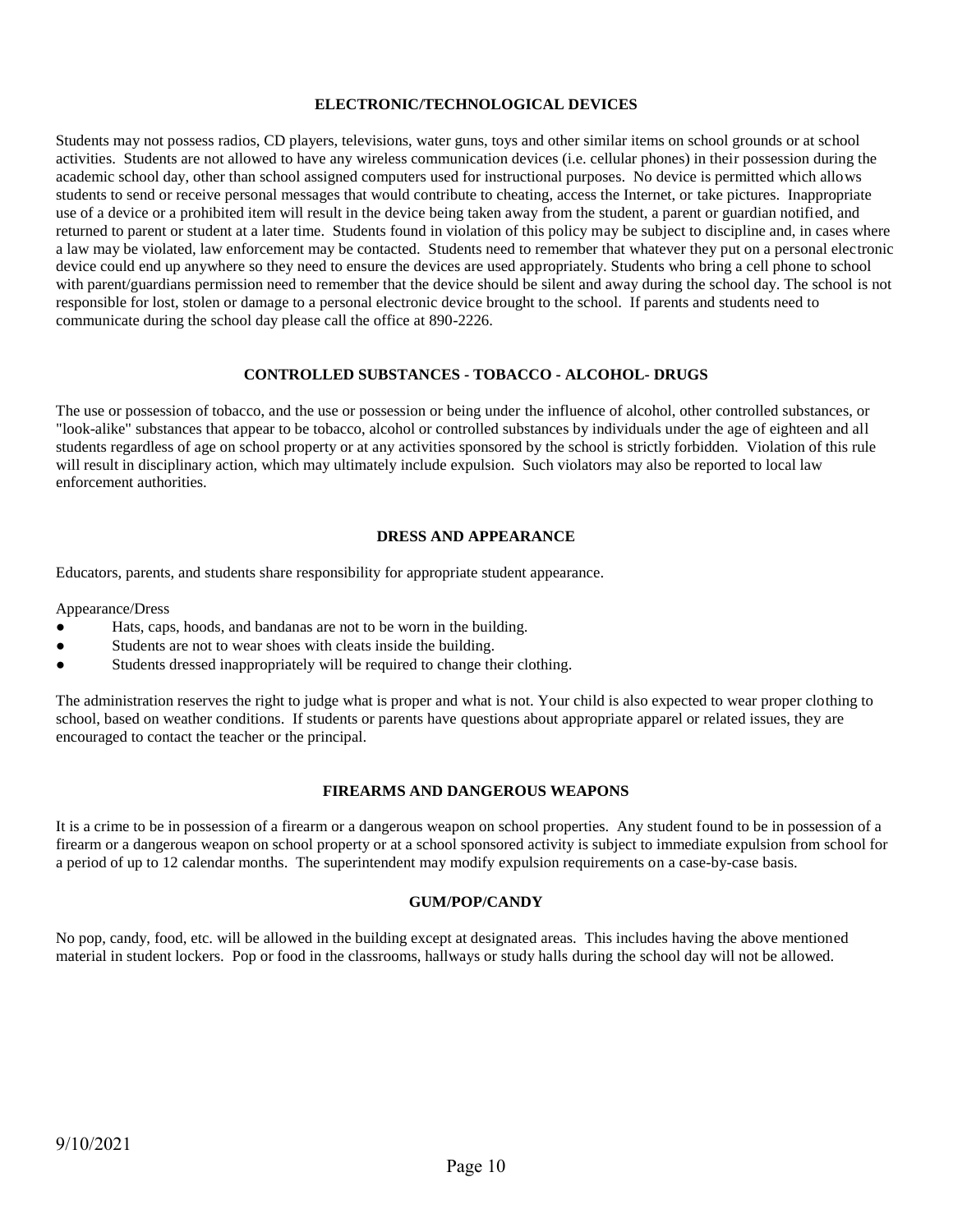## ELECTRONIC/TECHNOLOGICAL DEVICES

Students may not possess radios, CD players, televisions, water guns, toys and other similar items on school grounds or at school activities. Students are not allowed to have any wireless communication devices (i.e. cellular phones) in their possession during the academic school day, other than school assigned computers used for instructional purposes. No device is permitted which allows students to send or receive personal messages that would contribute to cheating, access the Internet, or take pictures. Inappropriate use of a device or a prohibited item will result in the device being taken away from the student, a parent or guardian notified, and returned to parent or student at a later time. Students found in violation of this policy may be subject to discipline and, in cases where a law may be violated, law enforcement may be contacted. Students need to remember that whatever they put on a personal electronic device could end up anywhere so they need to ensure the devices are used appropriately. Students who bring a cell phone to school with parent/guardians permission need to remember that the device should be silent and away during the school day. The school is not responsible for lost, stolen or damage to a personal electronic device brought to the school. If parents and students need to communicate during the school day please call the office at 890-2226.

## CONTROLLED SUBSTANCES - TOBACCO - ALCOHOL- DRUGS

The use or possession of tobacco, and the use or possession or being under the influence of alcohol, other controlled substances, or "look-alike" substances that appear to be tobacco, alcohol or controlled substances by individuals under the age of eighteen and all students regardless of age on school property or at any activities sponsored by the school is strictly forbidden. Violation of this rule will result in disciplinary action, which may ultimately include expulsion. Such violators may also be reported to local law enforcement authorities.

## DRESS AND APPEARANCE

Educators, parents, and students share responsibility for appropriate student appearance.

Appearance/Dress

- Hats, caps, hoods, and bandanas are not to be worn in the building.
- Students are not to wear shoes with cleats inside the building.
- Students dressed inappropriately will be required to change their clothing.

The administration reserves the right to judge what is proper and what is not. Your child is also expected to wear proper clothing to school, based on weather conditions. If students or parents have questions about appropriate apparel or related issues, they are encouraged to contact the teacher or the principal.

## FIREARMS AND DANGEROUS WEAPONS

It is a crime to be in possession of a firearm or a dangerous weapon on school properties. Any student found to be in possession of a firearm or a dangerous weapon on school property or at a school sponsored activity is subject to immediate expulsion from school for a period of up to 12 calendar months. The superintendent may modify expulsion requirements on a case-by-case basis.

## GUM/POP/CANDY

No pop, candy, food, etc. will be allowed in the building except at designated areas. This includes having the above mentioned material in student lockers. Pop or food in the classrooms, hallways or study halls during the school day will not be allowed.

9/10/2021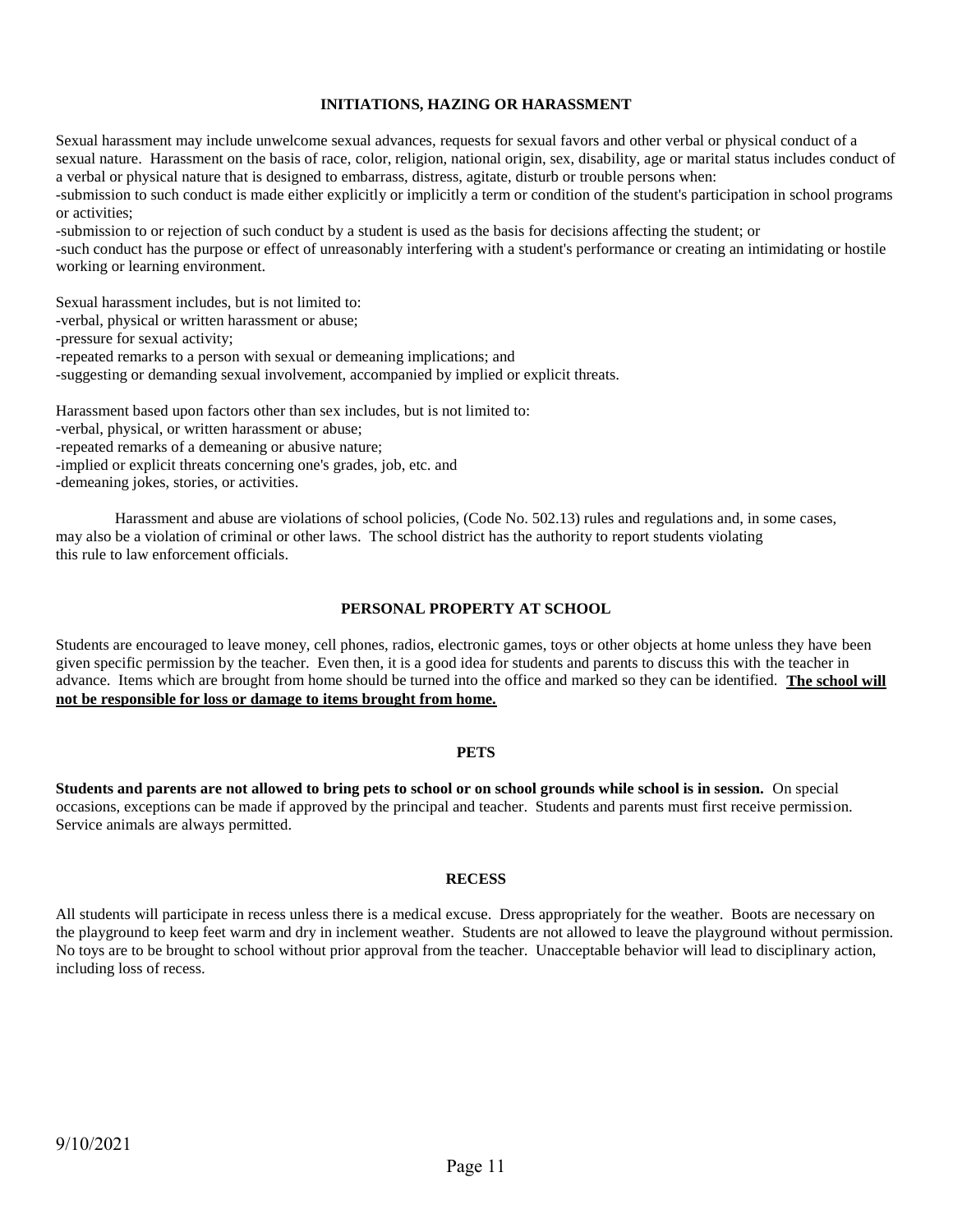## INITIATIONS, HAZING OR HARASSMENT

Sexual harassment may include unwelcome sexual advances, requests for sexual favors and other verbal or physical conduct of a sexual nature. Harassment on the basis of race, color, religion, national origin, sex, disability, age or marital status includes conduct of a verbal or physical nature that is designed to embarrass, distress, agitate, disturb or trouble persons when:

-submission to such conduct is made either explicitly or implicitly a term or condition of the student's participation in school programs or activities;

-submission to or rejection of such conduct by a student is used as the basis for decisions affecting the student; or

-such conduct has the purpose or effect of unreasonably interfering with a student's performance or creating an intimidating or hostile working or learning environment.

Sexual harassment includes, but is not limited to:

-verbal, physical or written harassment or abuse;

-pressure for sexual activity;

-repeated remarks to a person with sexual or demeaning implications; and

-suggesting or demanding sexual involvement, accompanied by implied or explicit threats.

Harassment based upon factors other than sex includes, but is not limited to:

-verbal, physical, or written harassment or abuse;

-repeated remarks of a demeaning or abusive nature;

-implied or explicit threats concerning one's grades, job, etc. and

-demeaning jokes, stories, or activities.

Harassment and abuse are violations of school policies, (Code No. 502.13) rules and regulations and, in some cases, may also be a violation of criminal or other laws. The school district has the authority to report students violating this rule to law enforcement officials.

## PERSONAL PROPERTY AT SCHOOL

Students are encouraged to leave money, cell phones, radios, electronic games, toys or other objects at home unless they have been given specific permission by the teacher. Even then, it is a good idea for students and parents to discuss this with the teacher in advance. Items which are brought from home should be turned into the office and marked so they can be identified. **The school will not be responsible for loss or damage to items brought from home.**

## PETS

**Students and parents are not allowed to bring pets to school or on school grounds while school is in session.** On special occasions, exceptions can be made if approved by the principal and teacher. Students and parents must first receive permission. Service animals are always permitted.

## RECESS

All students will participate in recess unless there is a medical excuse. Dress appropriately for the weather. Boots are necessary on the playground to keep feet warm and dry in inclement weather. Students are not allowed to leave the playground without permission. No toys are to be brought to school without prior approval from the teacher. Unacceptable behavior will lead to disciplinary action, including loss of recess.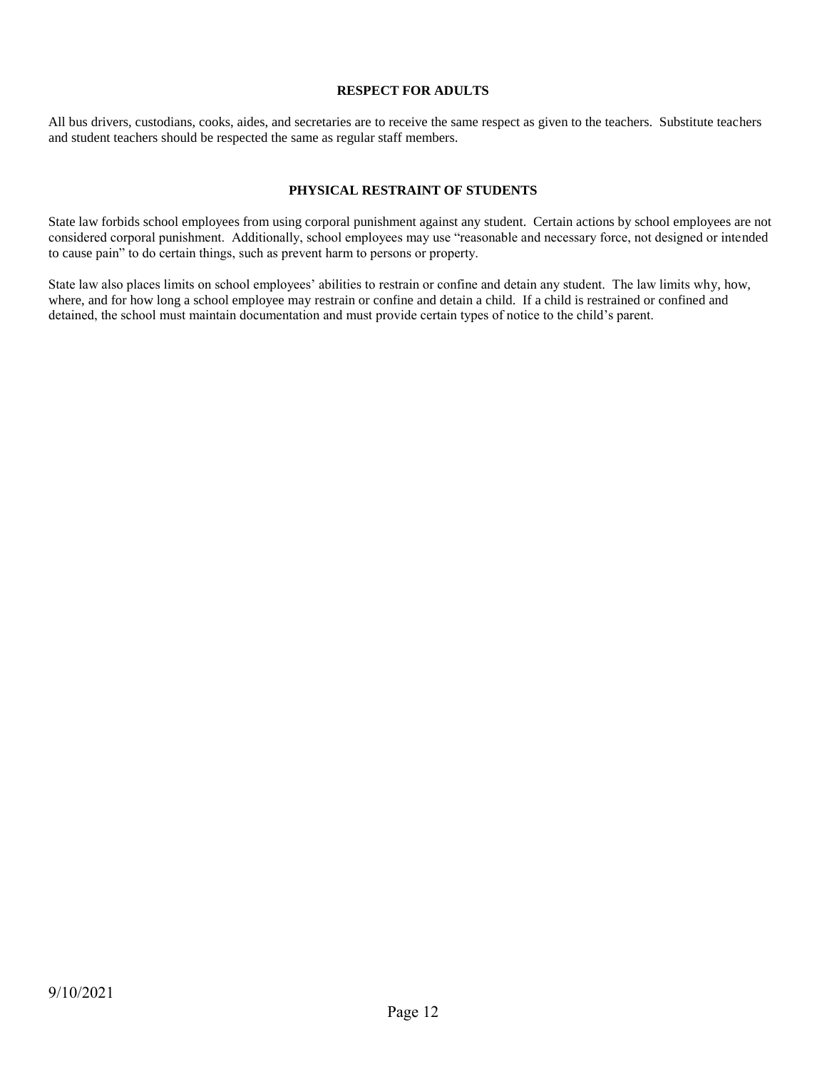## RESPECT FOR ADULTS

All bus drivers, custodians, cooks, aides, and secretaries are to receive the same respect as given to the teachers. Substitute teachers and student teachers should be respected the same as regular staff members.

## PHYSICAL RESTRAINT OF STUDENTS

State law forbids school employees from using corporal punishment against any student. Certain actions by school employees are not considered corporal punishment. Additionally, school employees may use "reasonable and necessary force, not designed or intended to cause pain" to do certain things, such as prevent harm to persons or property.

State law also places limits on school employees' abilities to restrain or confine and detain any student. The law limits why, how, where, and for how long a school employee may restrain or confine and detain a child. If a child is restrained or confined and detained, the school must maintain documentation and must provide certain types of notice to the child's parent.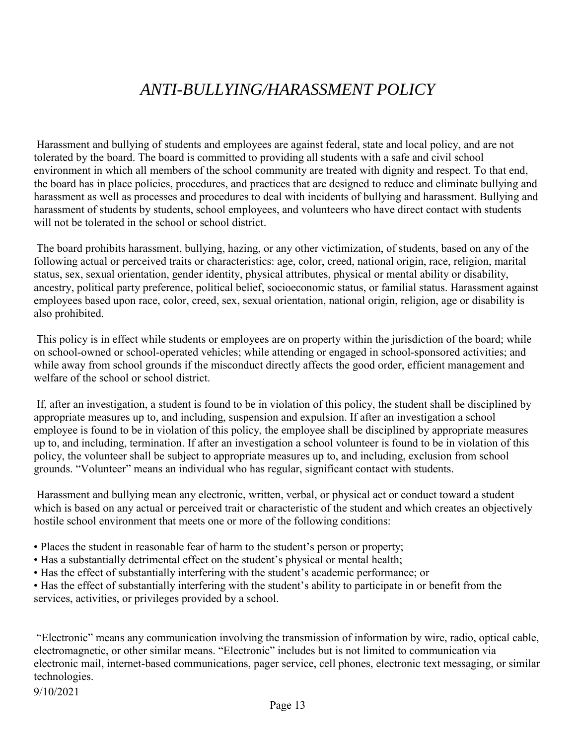# *ANTI-BULLYING/HARASSMENT POLICY*

Harassment and bullying of students and employees are against federal, state and local policy, and are not tolerated by the board. The board is committed to providing all students with a safe and civil school environment in which all members of the school community are treated with dignity and respect. To that end, the board has in place policies, procedures, and practices that are designed to reduce and eliminate bullying and harassment as well as processes and procedures to deal with incidents of bullying and harassment. Bullying and harassment of students by students, school employees, and volunteers who have direct contact with students will not be tolerated in the school or school district.

The board prohibits harassment, bullying, hazing, or any other victimization, of students, based on any of the following actual or perceived traits or characteristics: age, color, creed, national origin, race, religion, marital status, sex, sexual orientation, gender identity, physical attributes, physical or mental ability or disability, ancestry, political party preference, political belief, socioeconomic status, or familial status. Harassment against employees based upon race, color, creed, sex, sexual orientation, national origin, religion, age or disability is also prohibited.

This policy is in effect while students or employees are on property within the jurisdiction of the board; while on school-owned or school-operated vehicles; while attending or engaged in school-sponsored activities; and while away from school grounds if the misconduct directly affects the good order, efficient management and welfare of the school or school district.

If, after an investigation, a student is found to be in violation of this policy, the student shall be disciplined by appropriate measures up to, and including, suspension and expulsion. If after an investigation a school employee is found to be in violation of this policy, the employee shall be disciplined by appropriate measures up to, and including, termination. If after an investigation a school volunteer is found to be in violation of this policy, the volunteer shall be subject to appropriate measures up to, and including, exclusion from school grounds. "Volunteer" means an individual who has regular, significant contact with students.

Harassment and bullying mean any electronic, written, verbal, or physical act or conduct toward a student which is based on any actual or perceived trait or characteristic of the student and which creates an objectively hostile school environment that meets one or more of the following conditions:

- Places the student in reasonable fear of harm to the student's person or property;
- Has a substantially detrimental effect on the student's physical or mental health;
- Has the effect of substantially interfering with the student's academic performance; or
- Has the effect of substantially interfering with the student's ability to participate in or benefit from the services, activities, or privileges provided by a school.

"Electronic" means any communication involving the transmission of information by wire, radio, optical cable, electromagnetic, or other similar means. "Electronic" includes but is not limited to communication via electronic mail, internet-based communications, pager service, cell phones, electronic text messaging, or similar technologies.

9/10/2021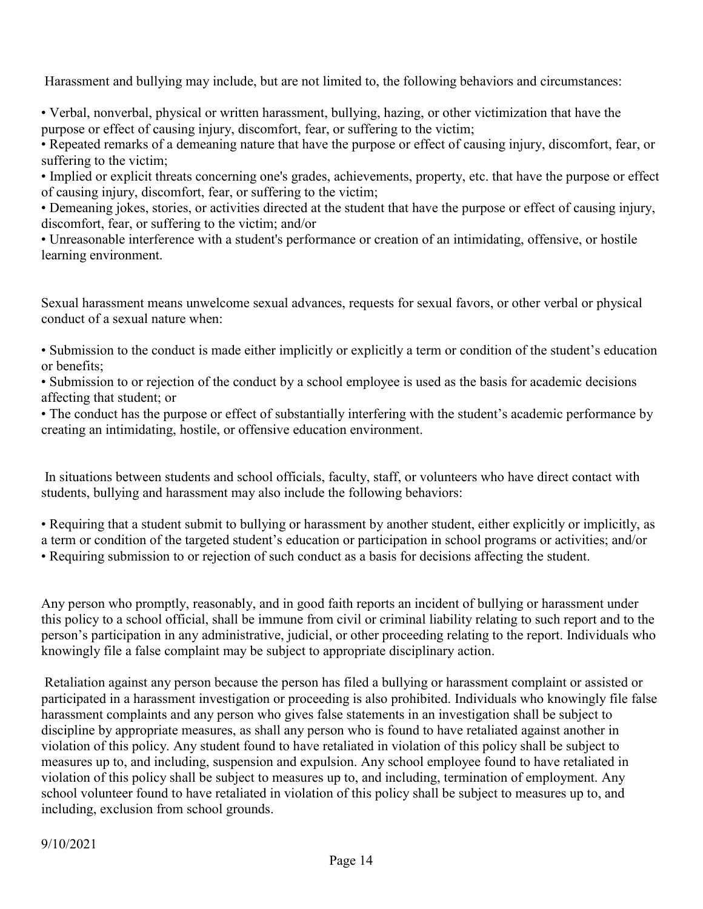Harassment and bullying may include, but are not limited to, the following behaviors and circumstances:

- Verbal, nonverbal, physical or written harassment, bullying, hazing, or other victimization that have the purpose or effect of causing injury, discomfort, fear, or suffering to the victim;
- Repeated remarks of a demeaning nature that have the purpose or effect of causing injury, discomfort, fear, or suffering to the victim;
- Implied or explicit threats concerning one's grades, achievements, property, etc. that have the purpose or effect of causing injury, discomfort, fear, or suffering to the victim;
- Demeaning jokes, stories, or activities directed at the student that have the purpose or effect of causing injury, discomfort, fear, or suffering to the victim; and/or
- Unreasonable interference with a student's performance or creation of an intimidating, offensive, or hostile learning environment.

Sexual harassment means unwelcome sexual advances, requests for sexual favors, or other verbal or physical conduct of a sexual nature when:

- Submission to the conduct is made either implicitly or explicitly a term or condition of the student's education or benefits;
- Submission to or rejection of the conduct by a school employee is used as the basis for academic decisions affecting that student; or
- The conduct has the purpose or effect of substantially interfering with the student's academic performance by creating an intimidating, hostile, or offensive education environment.

In situations between students and school officials, faculty, staff, or volunteers who have direct contact with students, bullying and harassment may also include the following behaviors:

- Requiring that a student submit to bullying or harassment by another student, either explicitly or implicitly, as a term or condition of the targeted student's education or participation in school programs or activities; and/or
- Requiring submission to or rejection of such conduct as a basis for decisions affecting the student.

Any person who promptly, reasonably, and in good faith reports an incident of bullying or harassment under this policy to a school official, shall be immune from civil or criminal liability relating to such report and to the person's participation in any administrative, judicial, or other proceeding relating to the report. Individuals who knowingly file a false complaint may be subject to appropriate disciplinary action.

Retaliation against any person because the person has filed a bullying or harassment complaint or assisted or participated in a harassment investigation or proceeding is also prohibited. Individuals who knowingly file false harassment complaints and any person who gives false statements in an investigation shall be subject to discipline by appropriate measures, as shall any person who is found to have retaliated against another in violation of this policy. Any student found to have retaliated in violation of this policy shall be subject to measures up to, and including, suspension and expulsion. Any school employee found to have retaliated in violation of this policy shall be subject to measures up to, and including, termination of employment. Any school volunteer found to have retaliated in violation of this policy shall be subject to measures up to, and including, exclusion from school grounds.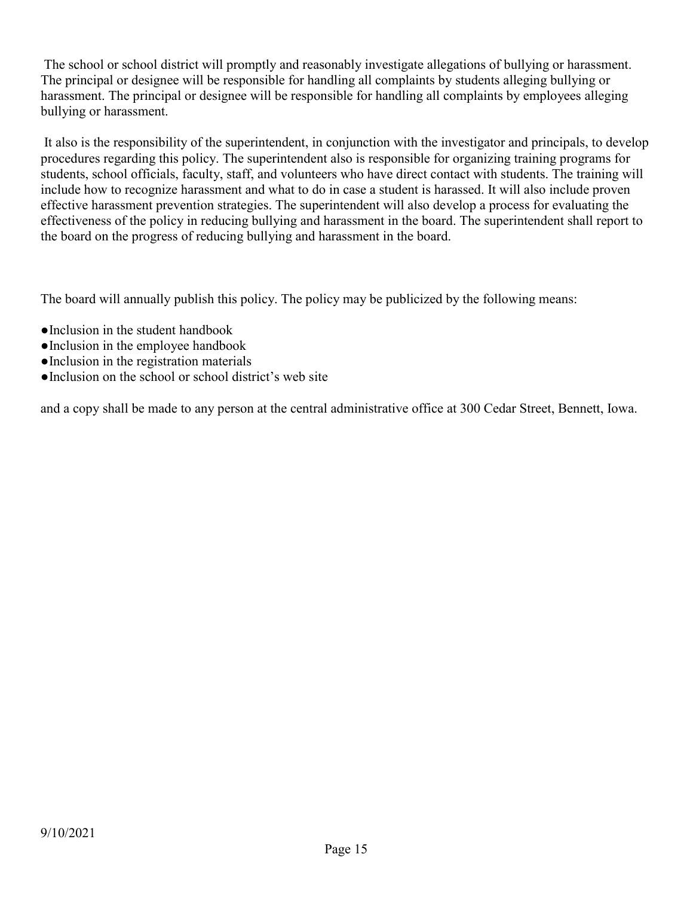The school or school district will promptly and reasonably investigate allegations of bullying or harassment. The principal or designee will be responsible for handling all complaints by students alleging bullying or harassment. The principal or designee will be responsible for handling all complaints by employees alleging bullying or harassment.

It also is the responsibility of the superintendent, in conjunction with the investigator and principals, to develop procedures regarding this policy. The superintendent also is responsible for organizing training programs for students, school officials, faculty, staff, and volunteers who have direct contact with students. The training will include how to recognize harassment and what to do in case a student is harassed. It will also include proven effective harassment prevention strategies. The superintendent will also develop a process for evaluating the effectiveness of the policy in reducing bullying and harassment in the board. The superintendent shall report to the board on the progress of reducing bullying and harassment in the board.

The board will annually publish this policy. The policy may be publicized by the following means:

- Inclusion in the student handbook
- Inclusion in the employee handbook
- Inclusion in the registration materials
- Inclusion on the school or school district's web site

and a copy shall be made to any person at the central administrative office at 300 Cedar Street, Bennett, Iowa.

9/10/2021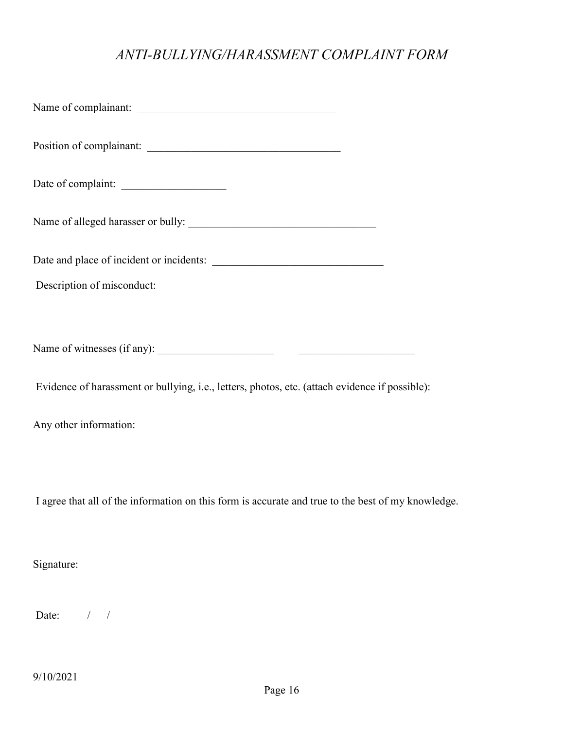# *ANTI-BULLYING/HARASSMENT COMPLAINT FORM*

Name of complainant: ____________________________________

Position of complainant: ___________________________________

Date of complaint: ___________________

Name of alleged harasser or bully: __________________________________

Date and place of incident or incidents: ______________________________

Description of misconduct:

Name of witnesses (if any): _____________________ _____________________

Evidence of harassment or bullying, i.e., letters, photos, etc. (attach evidence if possible):

Any other information:

I agree that all of the information on this form is accurate and true to the best of my knowledge.

Signature:

Date: / /

9/10/2021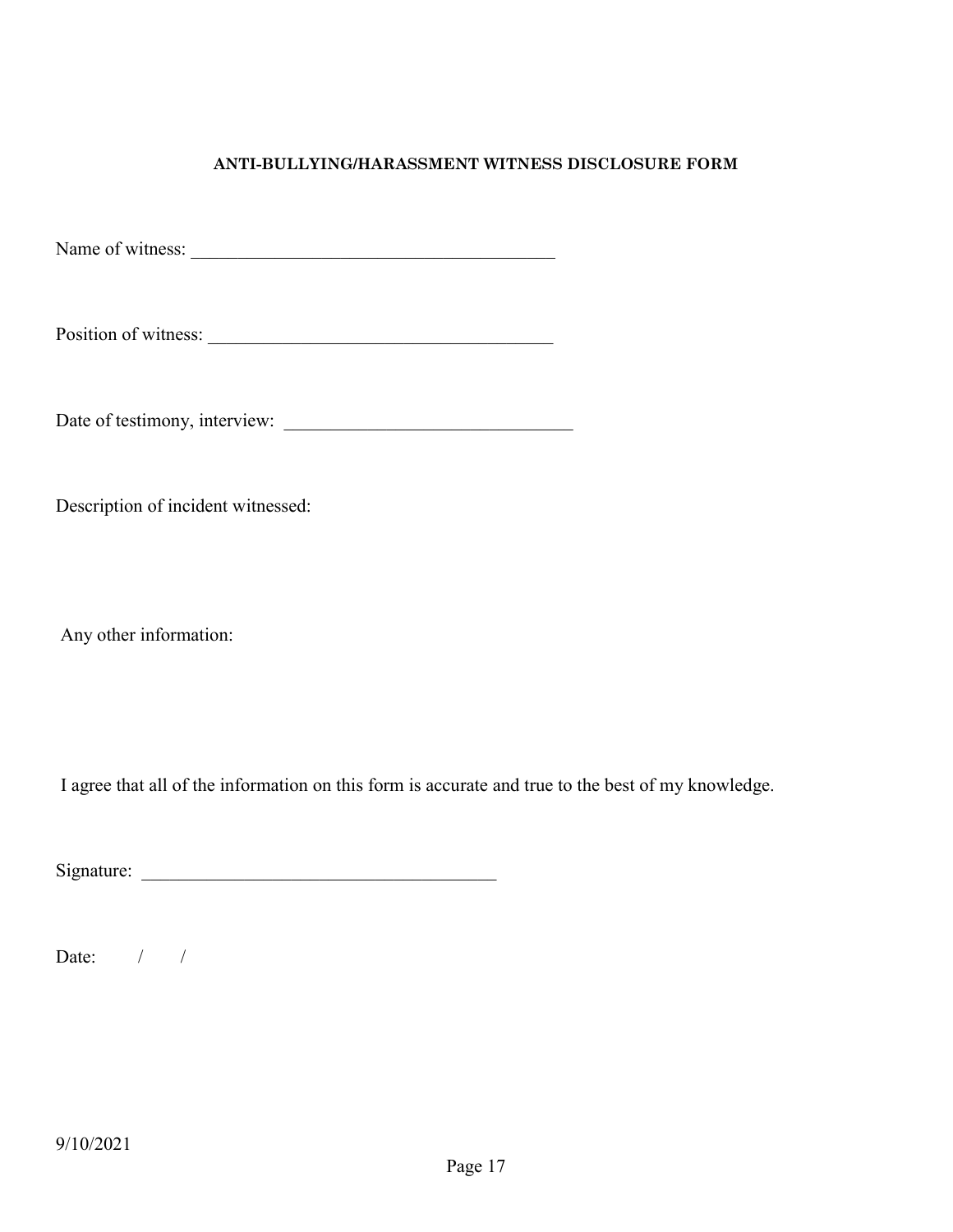**ANTI-BULLYING/HARASSMENT WITNESS DISCLOSURE FORM**

Name of witness: ________________________________________

Position of witness: ______________________________________

Date of testimony, interview: ________________________________

Description of incident witnessed:

Any other information:

I agree that all of the information on this form is accurate and true to the best of my knowledge.

Signature: ________________________________________

Date: / /

9/10/2021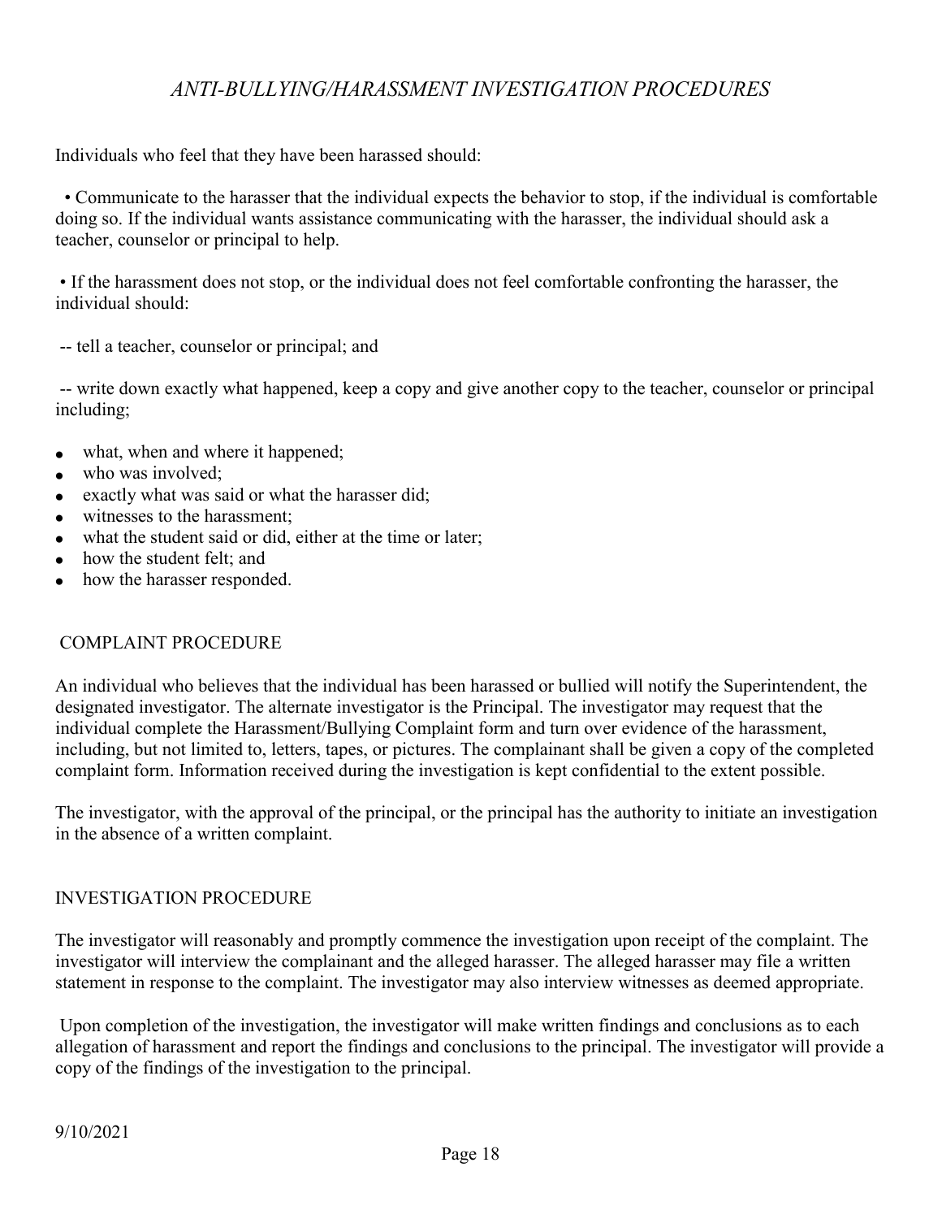## *ANTI-BULLYING/HARASSMENT INVESTIGATION PROCEDURES*

Individuals who feel that they have been harassed should:

- Communicate to the harasser that the individual expects the behavior to stop, if the individual is comfortable doing so. If the individual wants assistance communicating with the harasser, the individual should ask a teacher, counselor or principal to help.

- If the harassment does not stop, or the individual does not feel comfortable confronting the harasser, the individual should:

  -- tell a teacher, counselor or principal; and

  -- write down exactly what happened, keep a copy and give another copy to the teacher, counselor or principal including;

- what, when and where it happened;
- who was involved;
- exactly what was said or what the harasser did;
- witnesses to the harassment;
- what the student said or did, either at the time or later;
- how the student felt; and
- how the harasser responded.

### COMPLAINT PROCEDURE

An individual who believes that the individual has been harassed or bullied will notify the Superintendent, the designated investigator. The alternate investigator is the Principal. The investigator may request that the individual complete the Harassment/Bullying Complaint form and turn over evidence of the harassment, including, but not limited to, letters, tapes, or pictures. The complainant shall be given a copy of the completed complaint form. Information received during the investigation is kept confidential to the extent possible.

The investigator, with the approval of the principal, or the principal has the authority to initiate an investigation in the absence of a written complaint.

### INVESTIGATION PROCEDURE

The investigator will reasonably and promptly commence the investigation upon receipt of the complaint. The investigator will interview the complainant and the alleged harasser. The alleged harasser may file a written statement in response to the complaint. The investigator may also interview witnesses as deemed appropriate.

Upon completion of the investigation, the investigator will make written findings and conclusions as to each allegation of harassment and report the findings and conclusions to the principal. The investigator will provide a copy of the findings of the investigation to the principal.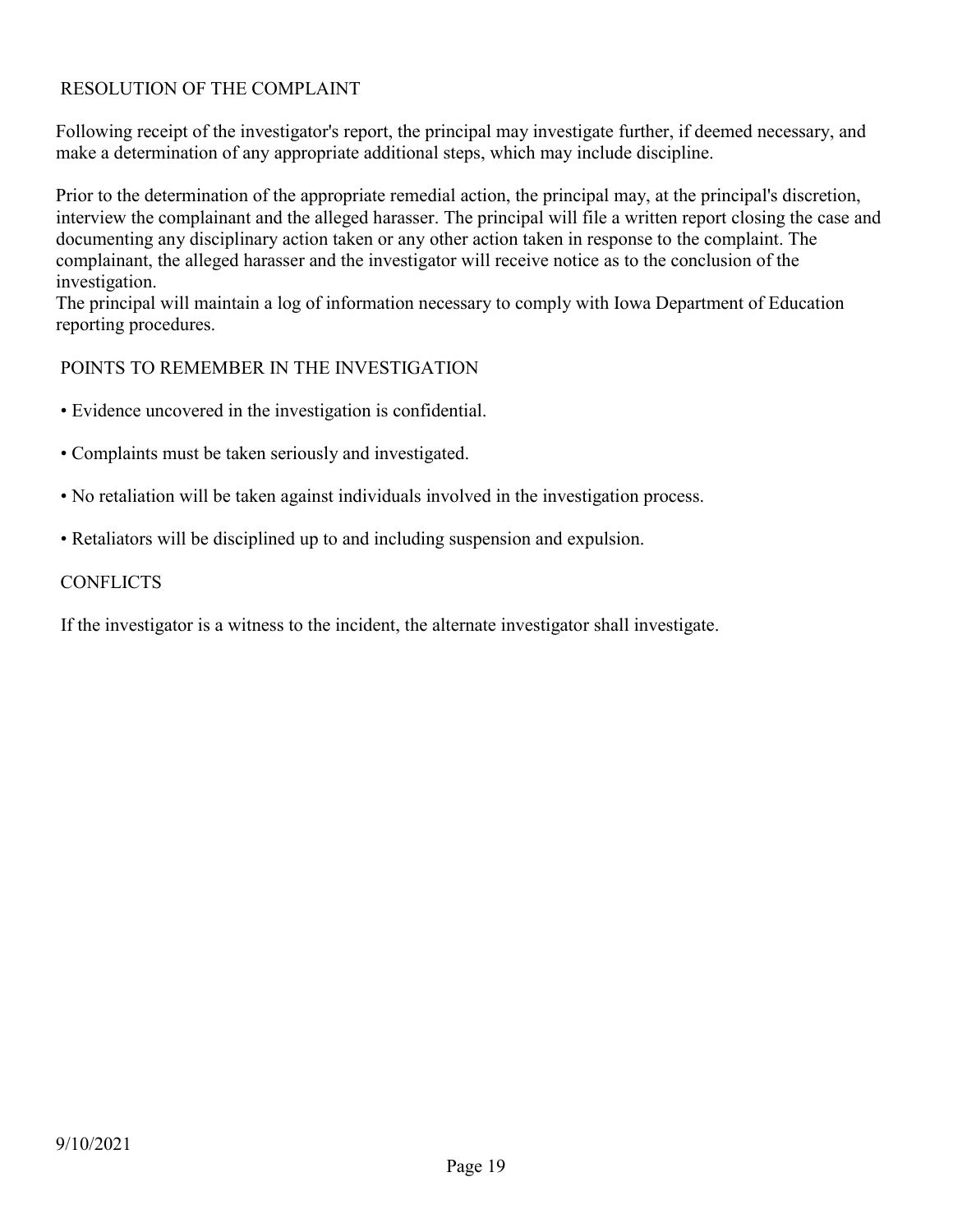## RESOLUTION OF THE COMPLAINT

Following receipt of the investigator's report, the principal may investigate further, if deemed necessary, and make a determination of any appropriate additional steps, which may include discipline.

Prior to the determination of the appropriate remedial action, the principal may, at the principal's discretion, interview the complainant and the alleged harasser. The principal will file a written report closing the case and documenting any disciplinary action taken or any other action taken in response to the complaint. The complainant, the alleged harasser and the investigator will receive notice as to the conclusion of the investigation.
The principal will maintain a log of information necessary to comply with Iowa Department of Education reporting procedures.

## POINTS TO REMEMBER IN THE INVESTIGATION

- Evidence uncovered in the investigation is confidential.
- Complaints must be taken seriously and investigated.
- No retaliation will be taken against individuals involved in the investigation process.
- Retaliators will be disciplined up to and including suspension and expulsion.

## CONFLICTS

If the investigator is a witness to the incident, the alternate investigator shall investigate.

9/10/2021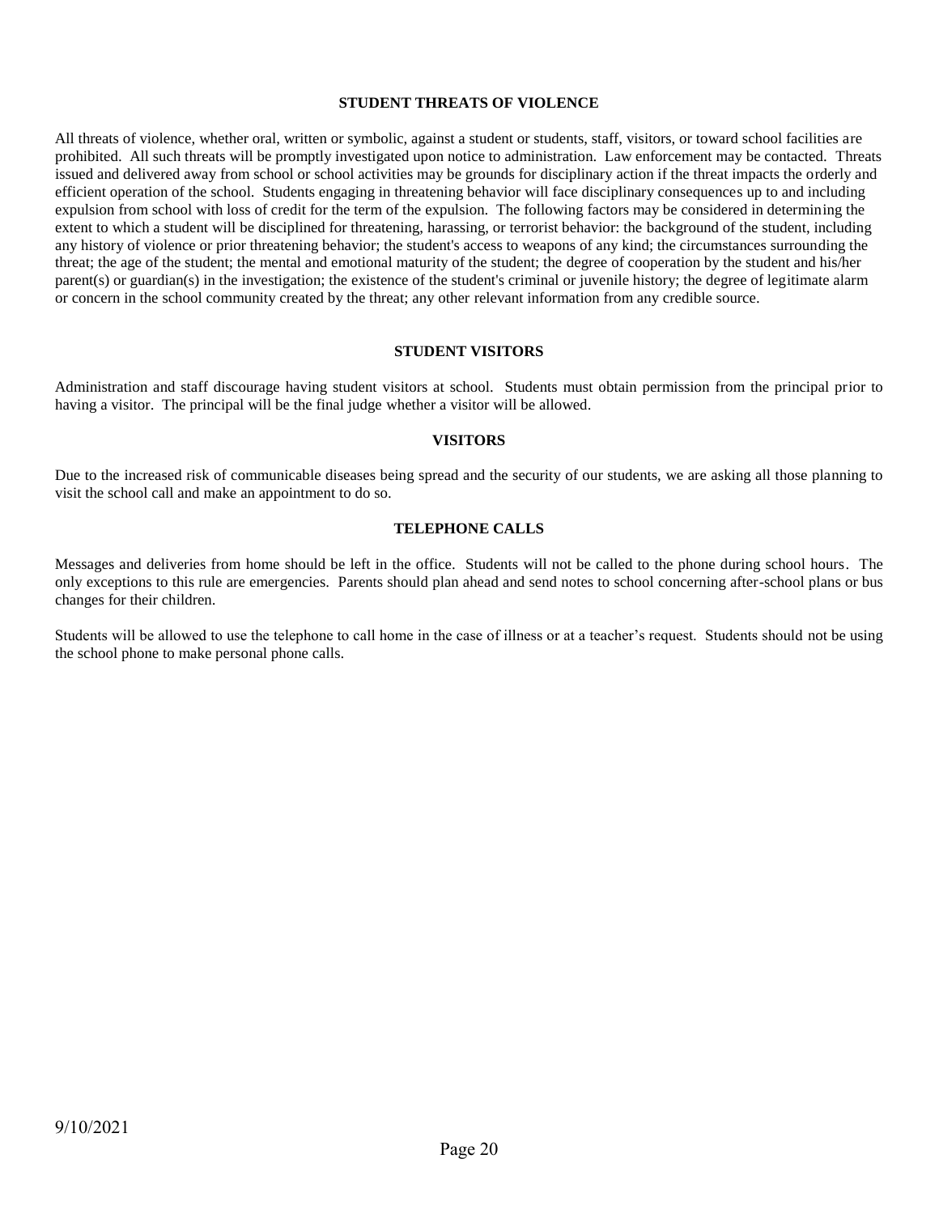## STUDENT THREATS OF VIOLENCE

All threats of violence, whether oral, written or symbolic, against a student or students, staff, visitors, or toward school facilities are prohibited. All such threats will be promptly investigated upon notice to administration. Law enforcement may be contacted. Threats issued and delivered away from school or school activities may be grounds for disciplinary action if the threat impacts the orderly and efficient operation of the school. Students engaging in threatening behavior will face disciplinary consequences up to and including expulsion from school with loss of credit for the term of the expulsion. The following factors may be considered in determining the extent to which a student will be disciplined for threatening, harassing, or terrorist behavior: the background of the student, including any history of violence or prior threatening behavior; the student's access to weapons of any kind; the circumstances surrounding the threat; the age of the student; the mental and emotional maturity of the student; the degree of cooperation by the student and his/her parent(s) or guardian(s) in the investigation; the existence of the student's criminal or juvenile history; the degree of legitimate alarm or concern in the school community created by the threat; any other relevant information from any credible source.

## STUDENT VISITORS

Administration and staff discourage having student visitors at school. Students must obtain permission from the principal prior to having a visitor. The principal will be the final judge whether a visitor will be allowed.

## VISITORS

Due to the increased risk of communicable diseases being spread and the security of our students, we are asking all those planning to visit the school call and make an appointment to do so.

## TELEPHONE CALLS

Messages and deliveries from home should be left in the office. Students will not be called to the phone during school hours. The only exceptions to this rule are emergencies. Parents should plan ahead and send notes to school concerning after-school plans or bus changes for their children.

Students will be allowed to use the telephone to call home in the case of illness or at a teacher's request. Students should not be using the school phone to make personal phone calls.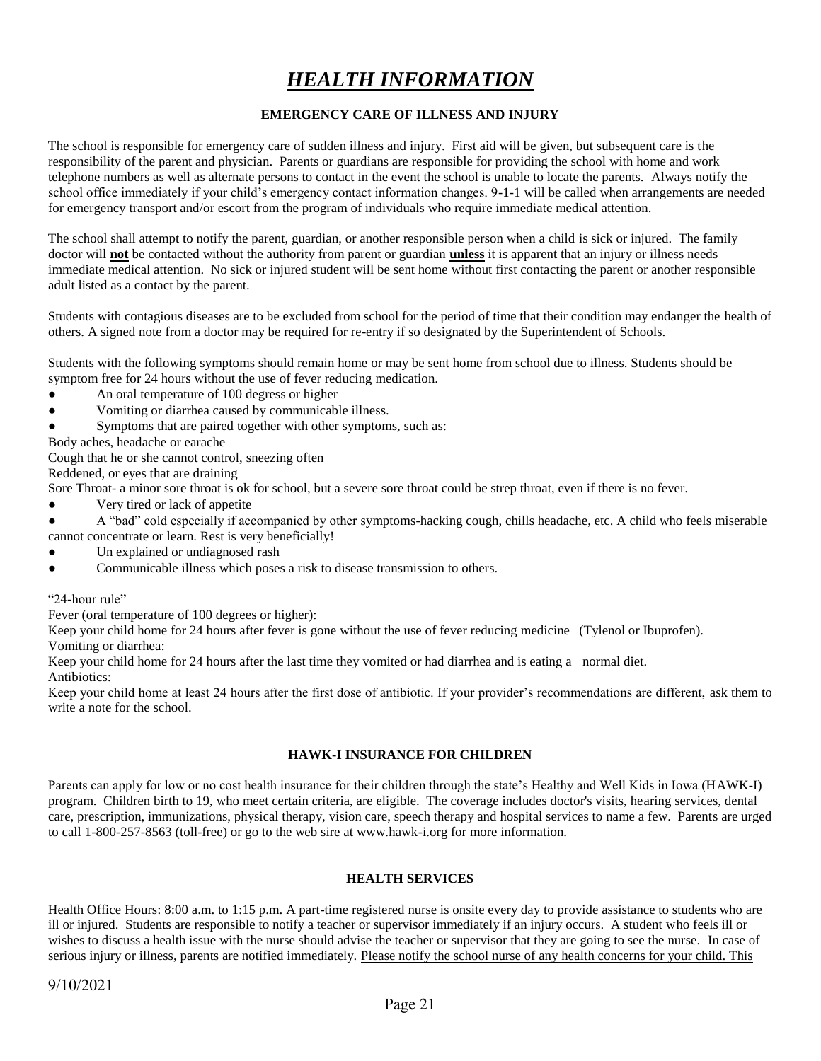# *HEALTH INFORMATION*

### EMERGENCY CARE OF ILLNESS AND INJURY

The school is responsible for emergency care of sudden illness and injury. First aid will be given, but subsequent care is the responsibility of the parent and physician. Parents or guardians are responsible for providing the school with home and work telephone numbers as well as alternate persons to contact in the event the school is unable to locate the parents. Always notify the school office immediately if your child's emergency contact information changes. 9-1-1 will be called when arrangements are needed for emergency transport and/or escort from the program of individuals who require immediate medical attention.

The school shall attempt to notify the parent, guardian, or another responsible person when a child is sick or injured. The family doctor will **not** be contacted without the authority from parent or guardian **unless** it is apparent that an injury or illness needs immediate medical attention. No sick or injured student will be sent home without first contacting the parent or another responsible adult listed as a contact by the parent.

Students with contagious diseases are to be excluded from school for the period of time that their condition may endanger the health of others. A signed note from a doctor may be required for re-entry if so designated by the Superintendent of Schools.

Students with the following symptoms should remain home or may be sent home from school due to illness. Students should be symptom free for 24 hours without the use of fever reducing medication.

- An oral temperature of 100 degress or higher
- Vomiting or diarrhea caused by communicable illness.
- Symptoms that are paired together with other symptoms, such as:

Body aches, headache or earache
Cough that he or she cannot control, sneezing often
Reddened, or eyes that are draining
Sore Throat- a minor sore throat is ok for school, but a severe sore throat could be strep throat, even if there is no fever.

- Very tired or lack of appetite
- A "bad" cold especially if accompanied by other symptoms-hacking cough, chills headache, etc. A child who feels miserable cannot concentrate or learn. Rest is very beneficially!
- Un explained or undiagnosed rash
- Communicable illness which poses a risk to disease transmission to others.

"24-hour rule"
Fever (oral temperature of 100 degrees or higher):
Keep your child home for 24 hours after fever is gone without the use of fever reducing medicine (Tylenol or Ibuprofen).
Vomiting or diarrhea:
Keep your child home for 24 hours after the last time they vomited or had diarrhea and is eating a normal diet.
Antibiotics:
Keep your child home at least 24 hours after the first dose of antibiotic. If your provider's recommendations are different, ask them to write a note for the school.

### HAWK-I INSURANCE FOR CHILDREN

Parents can apply for low or no cost health insurance for their children through the state's Healthy and Well Kids in Iowa (HAWK-I) program. Children birth to 19, who meet certain criteria, are eligible. The coverage includes doctor's visits, hearing services, dental care, prescription, immunizations, physical therapy, vision care, speech therapy and hospital services to name a few. Parents are urged to call 1-800-257-8563 (toll-free) or go to the web sire at www.hawk-i.org for more information.

### HEALTH SERVICES

Health Office Hours: 8:00 a.m. to 1:15 p.m. A part-time registered nurse is onsite every day to provide assistance to students who are ill or injured. Students are responsible to notify a teacher or supervisor immediately if an injury occurs. A student who feels ill or wishes to discuss a health issue with the nurse should advise the teacher or supervisor that they are going to see the nurse. In case of serious injury or illness, parents are notified immediately. <u>Please notify the school nurse of any health concerns for your child. This</u>

9/10/2021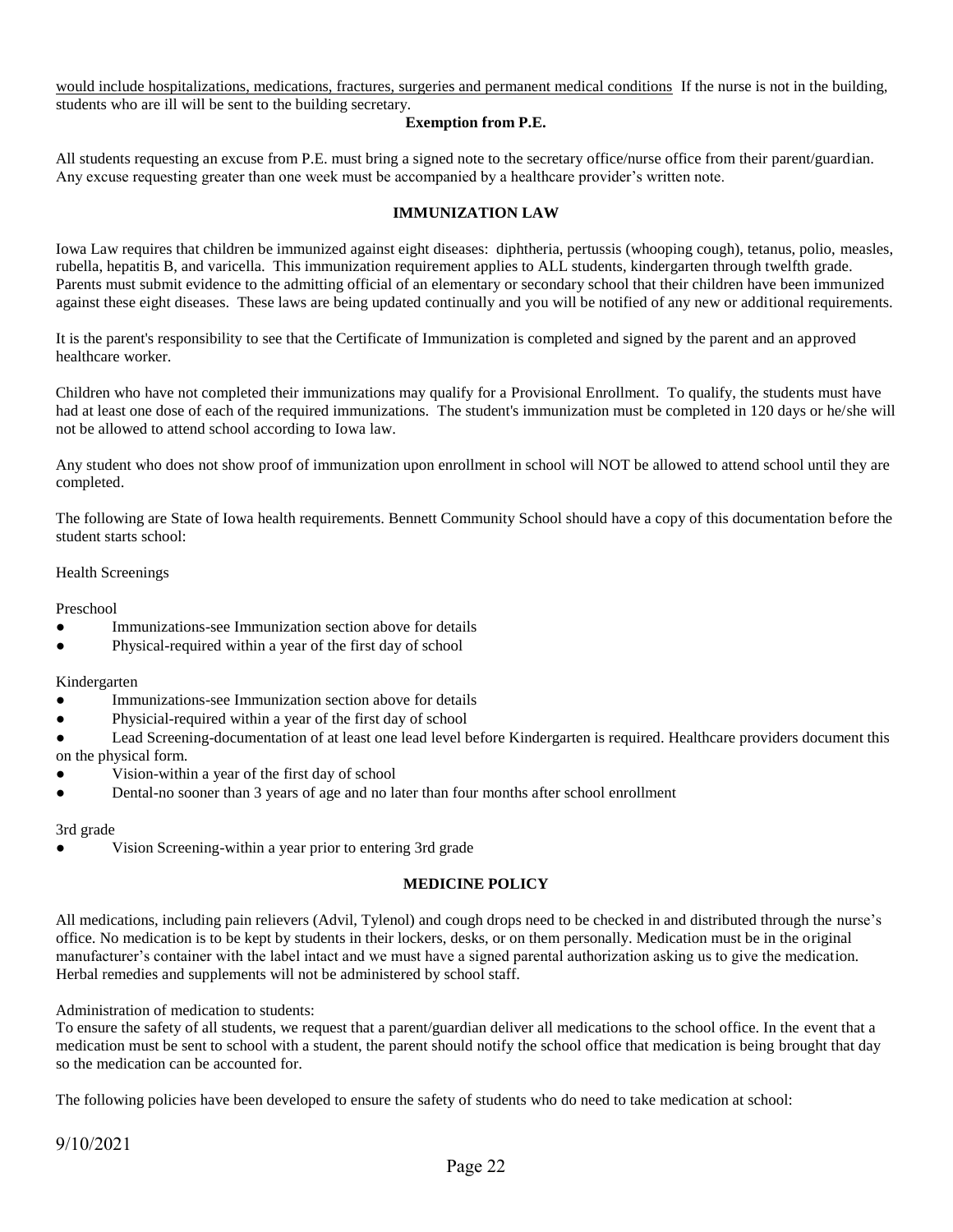would include hospitalizations, medications, fractures, surgeries and permanent medical conditions  If the nurse is not in the building, students who are ill will be sent to the building secretary.

**Exemption from P.E.**

All students requesting an excuse from P.E. must bring a signed note to the secretary office/nurse office from their parent/guardian. Any excuse requesting greater than one week must be accompanied by a healthcare provider's written note.

**IMMUNIZATION LAW**

Iowa Law requires that children be immunized against eight diseases: diphtheria, pertussis (whooping cough), tetanus, polio, measles, rubella, hepatitis B, and varicella. This immunization requirement applies to ALL students, kindergarten through twelfth grade. Parents must submit evidence to the admitting official of an elementary or secondary school that their children have been immunized against these eight diseases. These laws are being updated continually and you will be notified of any new or additional requirements.

It is the parent's responsibility to see that the Certificate of Immunization is completed and signed by the parent and an approved healthcare worker.

Children who have not completed their immunizations may qualify for a Provisional Enrollment. To qualify, the students must have had at least one dose of each of the required immunizations. The student's immunization must be completed in 120 days or he/she will not be allowed to attend school according to Iowa law.

Any student who does not show proof of immunization upon enrollment in school will NOT be allowed to attend school until they are completed.

The following are State of Iowa health requirements. Bennett Community School should have a copy of this documentation before the student starts school:

Health Screenings

Preschool

- Immunizations-see Immunization section above for details
- Physical-required within a year of the first day of school

Kindergarten

- Immunizations-see Immunization section above for details
- Physicial-required within a year of the first day of school
- Lead Screening-documentation of at least one lead level before Kindergarten is required. Healthcare providers document this on the physical form.
- Vision-within a year of the first day of school
- Dental-no sooner than 3 years of age and no later than four months after school enrollment

3rd grade

- Vision Screening-within a year prior to entering 3rd grade

**MEDICINE POLICY**

All medications, including pain relievers (Advil, Tylenol) and cough drops need to be checked in and distributed through the nurse's office. No medication is to be kept by students in their lockers, desks, or on them personally. Medication must be in the original manufacturer's container with the label intact and we must have a signed parental authorization asking us to give the medication. Herbal remedies and supplements will not be administered by school staff.

Administration of medication to students:
To ensure the safety of all students, we request that a parent/guardian deliver all medications to the school office. In the event that a medication must be sent to school with a student, the parent should notify the school office that medication is being brought that day so the medication can be accounted for.

The following policies have been developed to ensure the safety of students who do need to take medication at school:

9/10/2021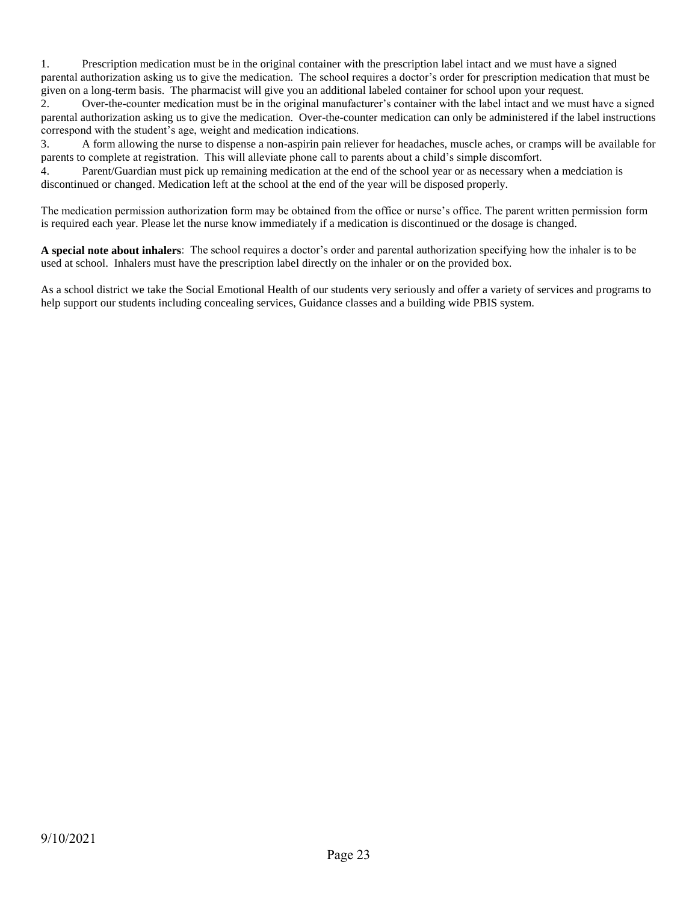1. Prescription medication must be in the original container with the prescription label intact and we must have a signed parental authorization asking us to give the medication. The school requires a doctor's order for prescription medication that must be given on a long-term basis. The pharmacist will give you an additional labeled container for school upon your request.
2. Over-the-counter medication must be in the original manufacturer's container with the label intact and we must have a signed parental authorization asking us to give the medication. Over-the-counter medication can only be administered if the label instructions correspond with the student's age, weight and medication indications.
3. A form allowing the nurse to dispense a non-aspirin pain reliever for headaches, muscle aches, or cramps will be available for parents to complete at registration. This will alleviate phone call to parents about a child's simple discomfort.
4. Parent/Guardian must pick up remaining medication at the end of the school year or as necessary when a medciation is discontinued or changed. Medication left at the school at the end of the year will be disposed properly.

The medication permission authorization form may be obtained from the office or nurse's office. The parent written permission form is required each year. Please let the nurse know immediately if a medication is discontinued or the dosage is changed.

**A special note about inhalers**: The school requires a doctor's order and parental authorization specifying how the inhaler is to be used at school. Inhalers must have the prescription label directly on the inhaler or on the provided box.

As a school district we take the Social Emotional Health of our students very seriously and offer a variety of services and programs to help support our students including concealing services, Guidance classes and a building wide PBIS system.

9/10/2021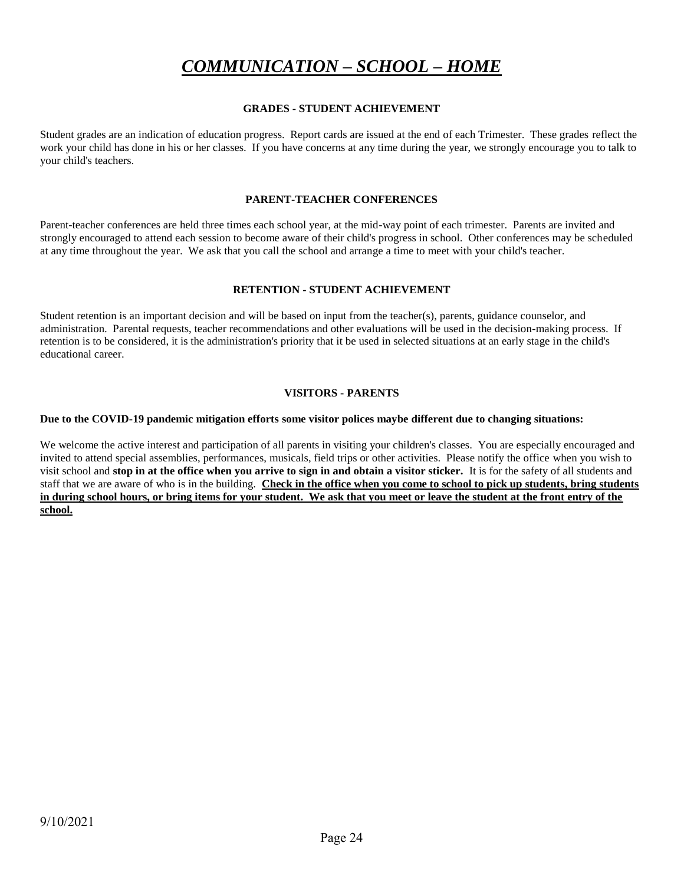# ***COMMUNICATION – SCHOOL – HOME***

### GRADES - STUDENT ACHIEVEMENT

Student grades are an indication of education progress. Report cards are issued at the end of each Trimester. These grades reflect the work your child has done in his or her classes. If you have concerns at any time during the year, we strongly encourage you to talk to your child's teachers.

### PARENT-TEACHER CONFERENCES

Parent-teacher conferences are held three times each school year, at the mid-way point of each trimester. Parents are invited and strongly encouraged to attend each session to become aware of their child's progress in school. Other conferences may be scheduled at any time throughout the year. We ask that you call the school and arrange a time to meet with your child's teacher.

### RETENTION - STUDENT ACHIEVEMENT

Student retention is an important decision and will be based on input from the teacher(s), parents, guidance counselor, and administration. Parental requests, teacher recommendations and other evaluations will be used in the decision-making process. If retention is to be considered, it is the administration's priority that it be used in selected situations at an early stage in the child's educational career.

### VISITORS - PARENTS

**Due to the COVID-19 pandemic mitigation efforts some visitor polices maybe different due to changing situations:**

We welcome the active interest and participation of all parents in visiting your children's classes. You are especially encouraged and invited to attend special assemblies, performances, musicals, field trips or other activities. Please notify the office when you wish to visit school and **stop in at the office when you arrive to sign in and obtain a visitor sticker.** It is for the safety of all students and staff that we are aware of who is in the building. **Check in the office when you come to school to pick up students, bring students in during school hours, or bring items for your student. We ask that you meet or leave the student at the front entry of the school.**

9/10/2021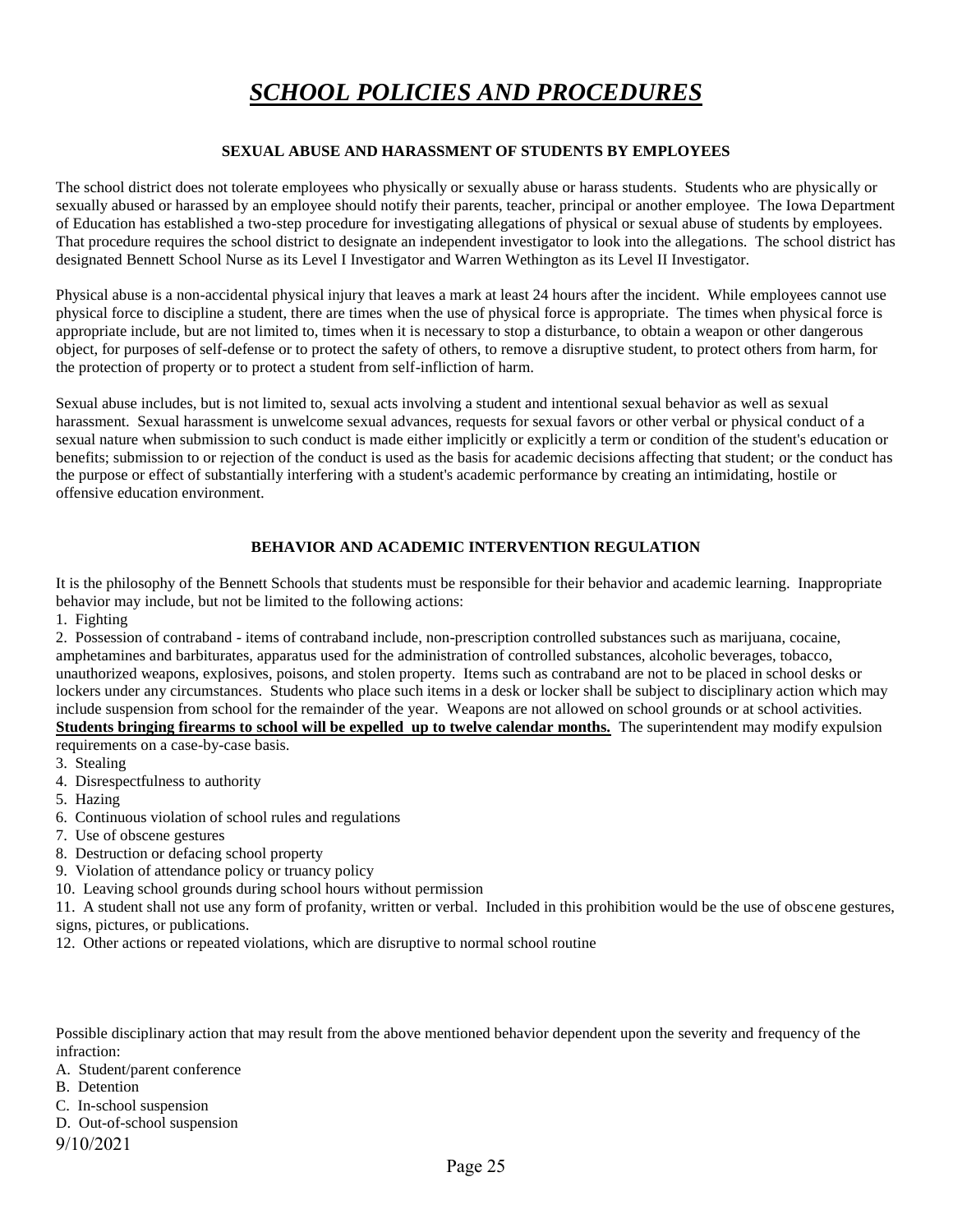# ***SCHOOL POLICIES AND PROCEDURES***

### SEXUAL ABUSE AND HARASSMENT OF STUDENTS BY EMPLOYEES

The school district does not tolerate employees who physically or sexually abuse or harass students. Students who are physically or sexually abused or harassed by an employee should notify their parents, teacher, principal or another employee. The Iowa Department of Education has established a two-step procedure for investigating allegations of physical or sexual abuse of students by employees. That procedure requires the school district to designate an independent investigator to look into the allegations. The school district has designated Bennett School Nurse as its Level I Investigator and Warren Wethington as its Level II Investigator.

Physical abuse is a non-accidental physical injury that leaves a mark at least 24 hours after the incident. While employees cannot use physical force to discipline a student, there are times when the use of physical force is appropriate. The times when physical force is appropriate include, but are not limited to, times when it is necessary to stop a disturbance, to obtain a weapon or other dangerous object, for purposes of self-defense or to protect the safety of others, to remove a disruptive student, to protect others from harm, for the protection of property or to protect a student from self-infliction of harm.

Sexual abuse includes, but is not limited to, sexual acts involving a student and intentional sexual behavior as well as sexual harassment. Sexual harassment is unwelcome sexual advances, requests for sexual favors or other verbal or physical conduct of a sexual nature when submission to such conduct is made either implicitly or explicitly a term or condition of the student's education or benefits; submission to or rejection of the conduct is used as the basis for academic decisions affecting that student; or the conduct has the purpose or effect of substantially interfering with a student's academic performance by creating an intimidating, hostile or offensive education environment.

### BEHAVIOR AND ACADEMIC INTERVENTION REGULATION

It is the philosophy of the Bennett Schools that students must be responsible for their behavior and academic learning. Inappropriate behavior may include, but not be limited to the following actions:

1. Fighting
2. Possession of contraband - items of contraband include, non-prescription controlled substances such as marijuana, cocaine, amphetamines and barbiturates, apparatus used for the administration of controlled substances, alcoholic beverages, tobacco, unauthorized weapons, explosives, poisons, and stolen property. Items such as contraband are not to be placed in school desks or lockers under any circumstances. Students who place such items in a desk or locker shall be subject to disciplinary action which may include suspension from school for the remainder of the year. Weapons are not allowed on school grounds or at school activities. **Students bringing firearms to school will be expelled up to twelve calendar months.** The superintendent may modify expulsion requirements on a case-by-case basis.
3. Stealing
4. Disrespectfulness to authority
5. Hazing
6. Continuous violation of school rules and regulations
7. Use of obscene gestures
8. Destruction or defacing school property
9. Violation of attendance policy or truancy policy
10. Leaving school grounds during school hours without permission
11. A student shall not use any form of profanity, written or verbal. Included in this prohibition would be the use of obscene gestures, signs, pictures, or publications.
12. Other actions or repeated violations, which are disruptive to normal school routine

Possible disciplinary action that may result from the above mentioned behavior dependent upon the severity and frequency of the infraction:

A. Student/parent conference
B. Detention
C. In-school suspension
D. Out-of-school suspension

9/10/2021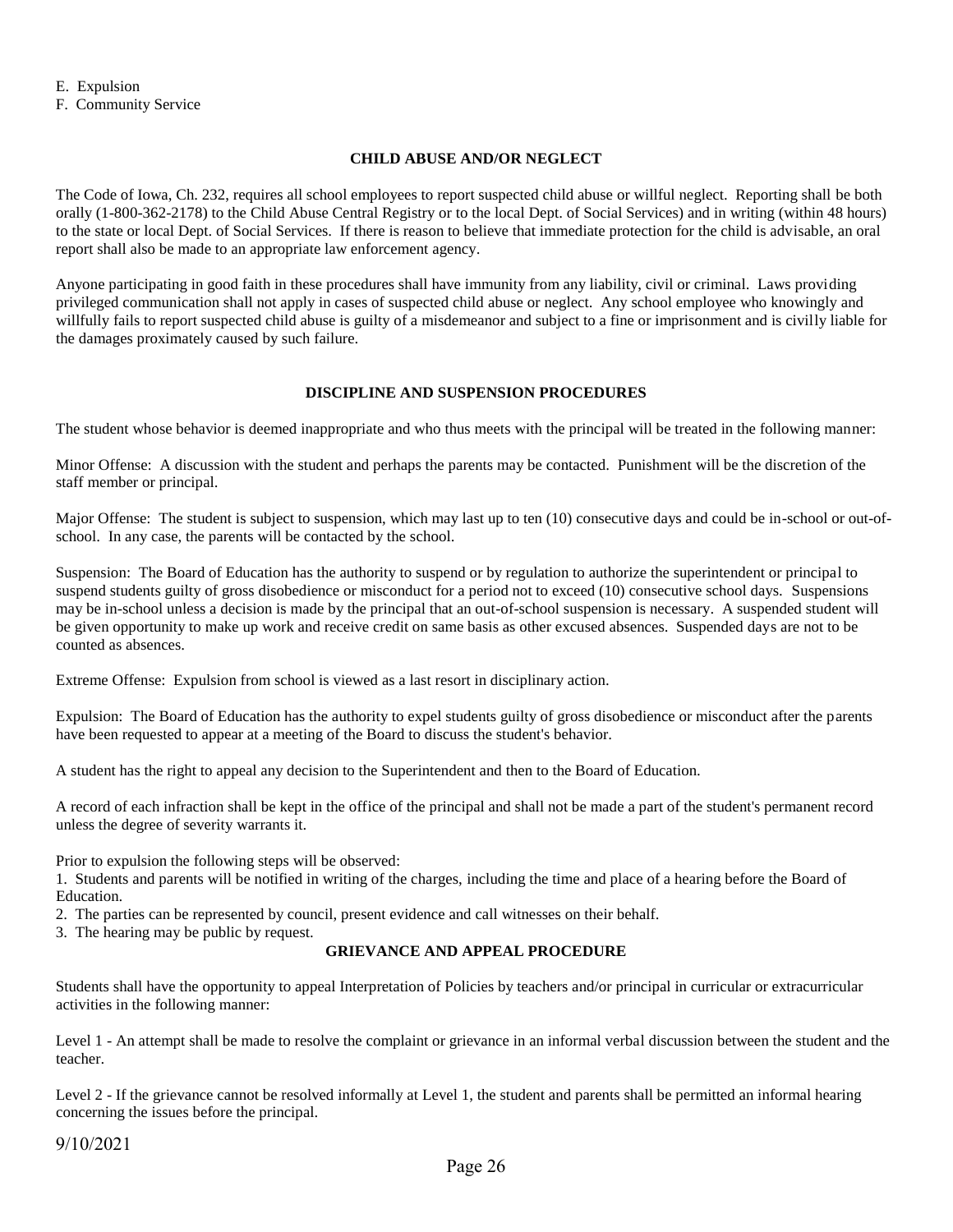E. Expulsion
F. Community Service

### CHILD ABUSE AND/OR NEGLECT

The Code of Iowa, Ch. 232, requires all school employees to report suspected child abuse or willful neglect. Reporting shall be both orally (1-800-362-2178) to the Child Abuse Central Registry or to the local Dept. of Social Services) and in writing (within 48 hours) to the state or local Dept. of Social Services. If there is reason to believe that immediate protection for the child is advisable, an oral report shall also be made to an appropriate law enforcement agency.

Anyone participating in good faith in these procedures shall have immunity from any liability, civil or criminal. Laws providing privileged communication shall not apply in cases of suspected child abuse or neglect. Any school employee who knowingly and willfully fails to report suspected child abuse is guilty of a misdemeanor and subject to a fine or imprisonment and is civilly liable for the damages proximately caused by such failure.

### DISCIPLINE AND SUSPENSION PROCEDURES

The student whose behavior is deemed inappropriate and who thus meets with the principal will be treated in the following manner:

Minor Offense: A discussion with the student and perhaps the parents may be contacted. Punishment will be the discretion of the staff member or principal.

Major Offense: The student is subject to suspension, which may last up to ten (10) consecutive days and could be in-school or out-of-school. In any case, the parents will be contacted by the school.

Suspension: The Board of Education has the authority to suspend or by regulation to authorize the superintendent or principal to suspend students guilty of gross disobedience or misconduct for a period not to exceed (10) consecutive school days. Suspensions may be in-school unless a decision is made by the principal that an out-of-school suspension is necessary. A suspended student will be given opportunity to make up work and receive credit on same basis as other excused absences. Suspended days are not to be counted as absences.

Extreme Offense: Expulsion from school is viewed as a last resort in disciplinary action.

Expulsion: The Board of Education has the authority to expel students guilty of gross disobedience or misconduct after the parents have been requested to appear at a meeting of the Board to discuss the student's behavior.

A student has the right to appeal any decision to the Superintendent and then to the Board of Education.

A record of each infraction shall be kept in the office of the principal and shall not be made a part of the student's permanent record unless the degree of severity warrants it.

Prior to expulsion the following steps will be observed:

1. Students and parents will be notified in writing of the charges, including the time and place of a hearing before the Board of Education.
2. The parties can be represented by council, present evidence and call witnesses on their behalf.
3. The hearing may be public by request.

### GRIEVANCE AND APPEAL PROCEDURE

Students shall have the opportunity to appeal Interpretation of Policies by teachers and/or principal in curricular or extracurricular activities in the following manner:

Level 1 - An attempt shall be made to resolve the complaint or grievance in an informal verbal discussion between the student and the teacher.

Level 2 - If the grievance cannot be resolved informally at Level 1, the student and parents shall be permitted an informal hearing concerning the issues before the principal.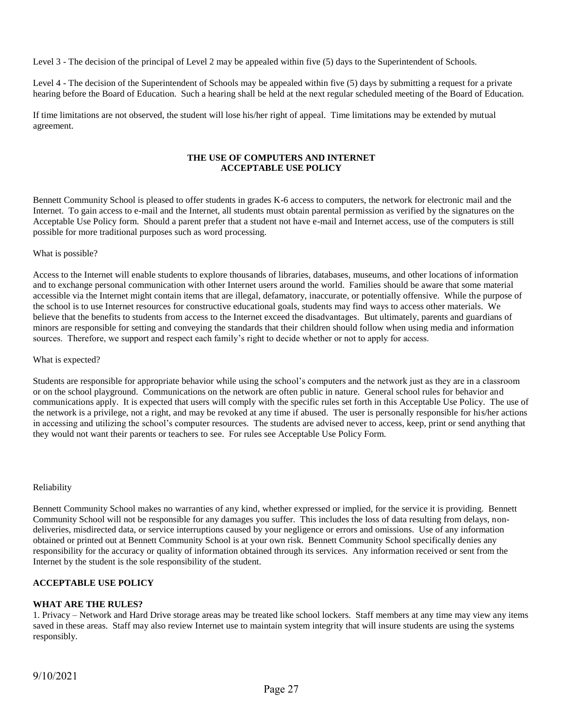Level 3 - The decision of the principal of Level 2 may be appealed within five (5) days to the Superintendent of Schools.

Level 4 - The decision of the Superintendent of Schools may be appealed within five (5) days by submitting a request for a private hearing before the Board of Education. Such a hearing shall be held at the next regular scheduled meeting of the Board of Education.

If time limitations are not observed, the student will lose his/her right of appeal. Time limitations may be extended by mutual agreement.

## THE USE OF COMPUTERS AND INTERNET ACCEPTABLE USE POLICY

Bennett Community School is pleased to offer students in grades K-6 access to computers, the network for electronic mail and the Internet. To gain access to e-mail and the Internet, all students must obtain parental permission as verified by the signatures on the Acceptable Use Policy form. Should a parent prefer that a student not have e-mail and Internet access, use of the computers is still possible for more traditional purposes such as word processing.

What is possible?

Access to the Internet will enable students to explore thousands of libraries, databases, museums, and other locations of information and to exchange personal communication with other Internet users around the world. Families should be aware that some material accessible via the Internet might contain items that are illegal, defamatory, inaccurate, or potentially offensive. While the purpose of the school is to use Internet resources for constructive educational goals, students may find ways to access other materials. We believe that the benefits to students from access to the Internet exceed the disadvantages. But ultimately, parents and guardians of minors are responsible for setting and conveying the standards that their children should follow when using media and information sources. Therefore, we support and respect each family's right to decide whether or not to apply for access.

What is expected?

Students are responsible for appropriate behavior while using the school's computers and the network just as they are in a classroom or on the school playground. Communications on the network are often public in nature. General school rules for behavior and communications apply. It is expected that users will comply with the specific rules set forth in this Acceptable Use Policy. The use of the network is a privilege, not a right, and may be revoked at any time if abused. The user is personally responsible for his/her actions in accessing and utilizing the school's computer resources. The students are advised never to access, keep, print or send anything that they would not want their parents or teachers to see. For rules see Acceptable Use Policy Form.

Reliability

Bennett Community School makes no warranties of any kind, whether expressed or implied, for the service it is providing. Bennett Community School will not be responsible for any damages you suffer. This includes the loss of data resulting from delays, non-deliveries, misdirected data, or service interruptions caused by your negligence or errors and omissions. Use of any information obtained or printed out at Bennett Community School is at your own risk. Bennett Community School specifically denies any responsibility for the accuracy or quality of information obtained through its services. Any information received or sent from the Internet by the student is the sole responsibility of the student.

**ACCEPTABLE USE POLICY**

**WHAT ARE THE RULES?**

1. Privacy – Network and Hard Drive storage areas may be treated like school lockers. Staff members at any time may view any items saved in these areas. Staff may also review Internet use to maintain system integrity that will insure students are using the systems responsibly.

9/10/2021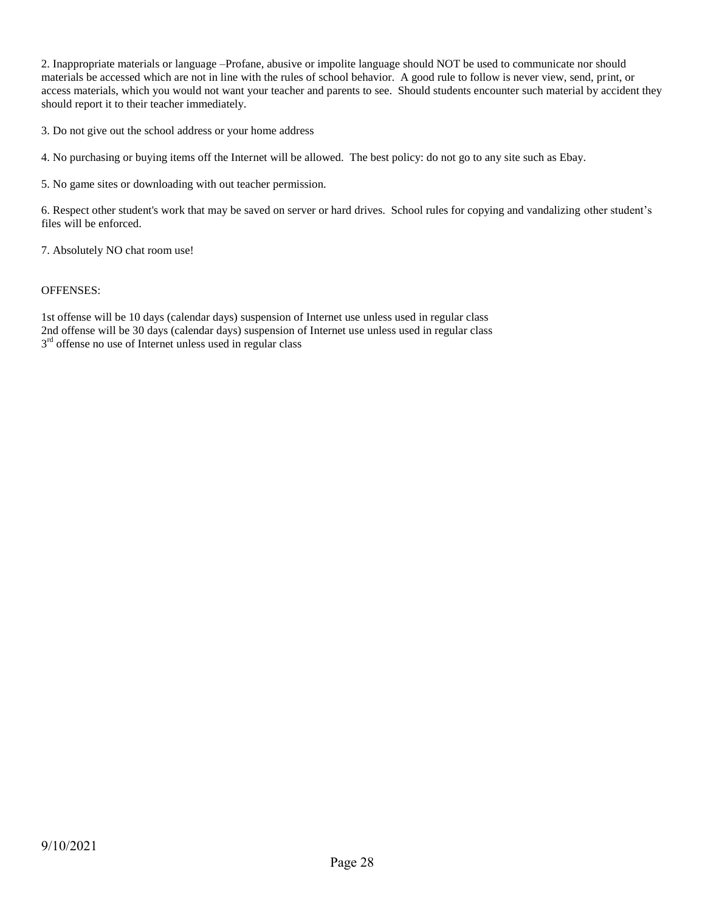2. Inappropriate materials or language –Profane, abusive or impolite language should NOT be used to communicate nor should materials be accessed which are not in line with the rules of school behavior. A good rule to follow is never view, send, print, or access materials, which you would not want your teacher and parents to see. Should students encounter such material by accident they should report it to their teacher immediately.

3. Do not give out the school address or your home address

4. No purchasing or buying items off the Internet will be allowed. The best policy: do not go to any site such as Ebay.

5. No game sites or downloading with out teacher permission.

6. Respect other student's work that may be saved on server or hard drives. School rules for copying and vandalizing other student's files will be enforced.

7. Absolutely NO chat room use!

OFFENSES:

1st offense will be 10 days (calendar days) suspension of Internet use unless used in regular class
2nd offense will be 30 days (calendar days) suspension of Internet use unless used in regular class
3rd offense no use of Internet unless used in regular class

9/10/2021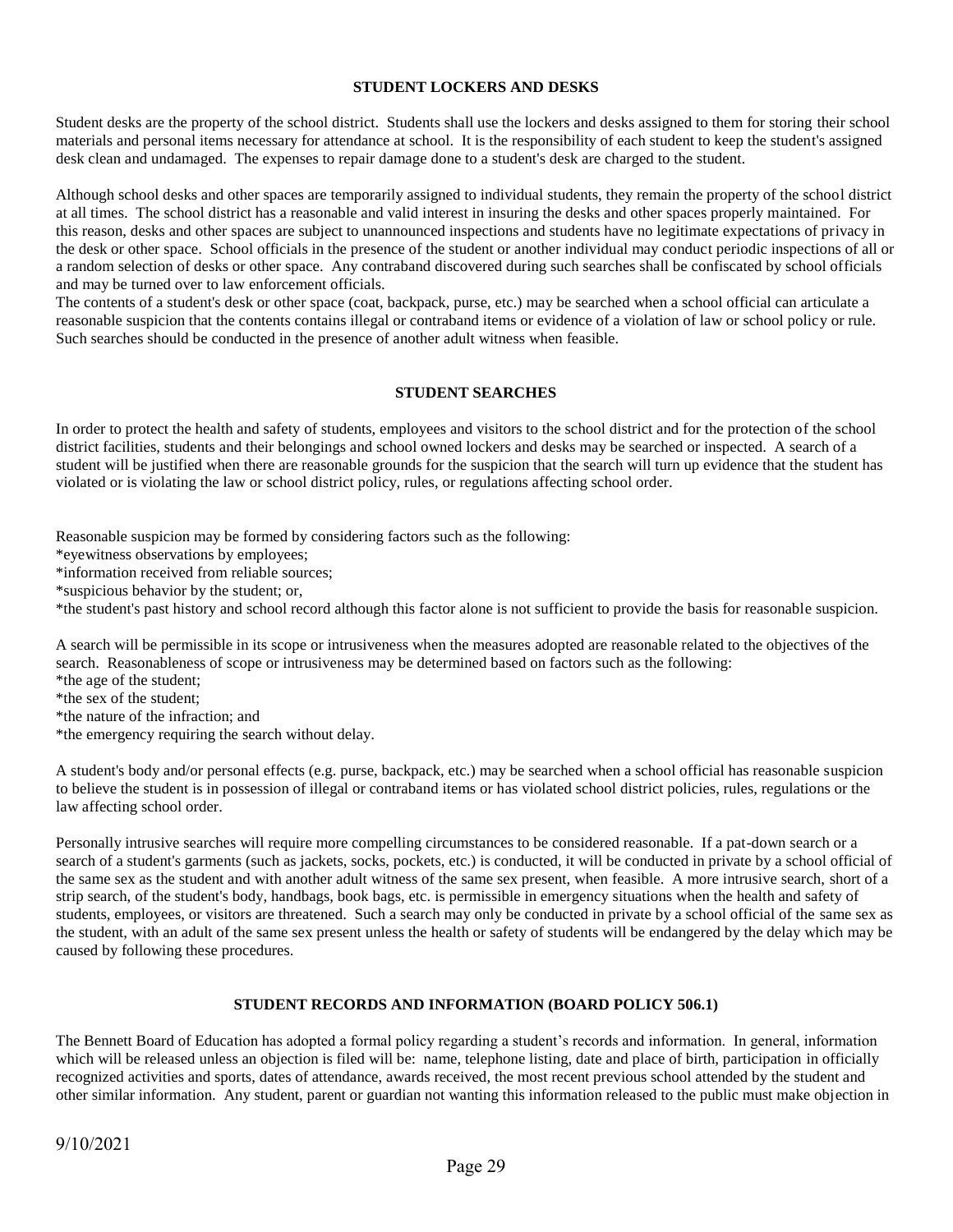## STUDENT LOCKERS AND DESKS

Student desks are the property of the school district. Students shall use the lockers and desks assigned to them for storing their school materials and personal items necessary for attendance at school. It is the responsibility of each student to keep the student's assigned desk clean and undamaged. The expenses to repair damage done to a student's desk are charged to the student.

Although school desks and other spaces are temporarily assigned to individual students, they remain the property of the school district at all times. The school district has a reasonable and valid interest in insuring the desks and other spaces properly maintained. For this reason, desks and other spaces are subject to unannounced inspections and students have no legitimate expectations of privacy in the desk or other space. School officials in the presence of the student or another individual may conduct periodic inspections of all or a random selection of desks or other space. Any contraband discovered during such searches shall be confiscated by school officials and may be turned over to law enforcement officials.
The contents of a student's desk or other space (coat, backpack, purse, etc.) may be searched when a school official can articulate a reasonable suspicion that the contents contains illegal or contraband items or evidence of a violation of law or school policy or rule. Such searches should be conducted in the presence of another adult witness when feasible.

## STUDENT SEARCHES

In order to protect the health and safety of students, employees and visitors to the school district and for the protection of the school district facilities, students and their belongings and school owned lockers and desks may be searched or inspected. A search of a student will be justified when there are reasonable grounds for the suspicion that the search will turn up evidence that the student has violated or is violating the law or school district policy, rules, or regulations affecting school order.

Reasonable suspicion may be formed by considering factors such as the following:
*eyewitness observations by employees;
*information received from reliable sources;
*suspicious behavior by the student; or,
*the student's past history and school record although this factor alone is not sufficient to provide the basis for reasonable suspicion.

A search will be permissible in its scope or intrusiveness when the measures adopted are reasonable related to the objectives of the search. Reasonableness of scope or intrusiveness may be determined based on factors such as the following:
*the age of the student;
*the sex of the student;
*the nature of the infraction; and
*the emergency requiring the search without delay.

A student's body and/or personal effects (e.g. purse, backpack, etc.) may be searched when a school official has reasonable suspicion to believe the student is in possession of illegal or contraband items or has violated school district policies, rules, regulations or the law affecting school order.

Personally intrusive searches will require more compelling circumstances to be considered reasonable. If a pat-down search or a search of a student's garments (such as jackets, socks, pockets, etc.) is conducted, it will be conducted in private by a school official of the same sex as the student and with another adult witness of the same sex present, when feasible. A more intrusive search, short of a strip search, of the student's body, handbags, book bags, etc. is permissible in emergency situations when the health and safety of students, employees, or visitors are threatened. Such a search may only be conducted in private by a school official of the same sex as the student, with an adult of the same sex present unless the health or safety of students will be endangered by the delay which may be caused by following these procedures.

## STUDENT RECORDS AND INFORMATION (BOARD POLICY 506.1)

The Bennett Board of Education has adopted a formal policy regarding a student's records and information. In general, information which will be released unless an objection is filed will be: name, telephone listing, date and place of birth, participation in officially recognized activities and sports, dates of attendance, awards received, the most recent previous school attended by the student and other similar information. Any student, parent or guardian not wanting this information released to the public must make objection in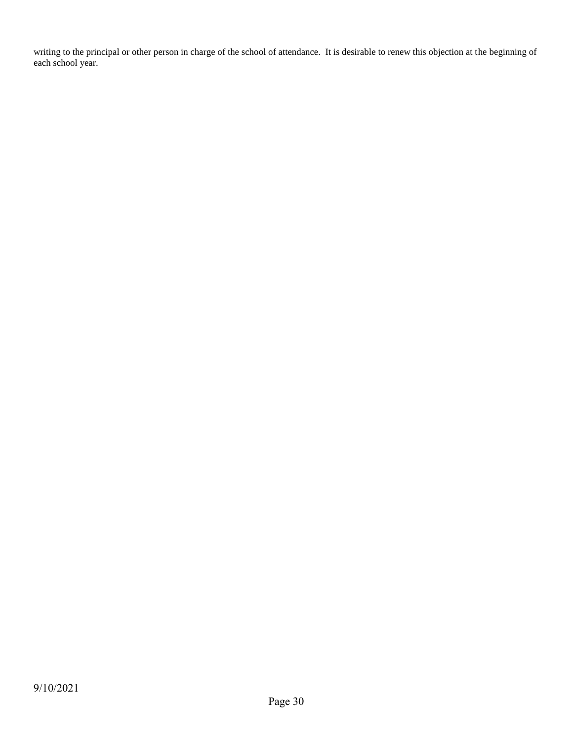writing to the principal or other person in charge of the school of attendance. It is desirable to renew this objection at the beginning of each school year.